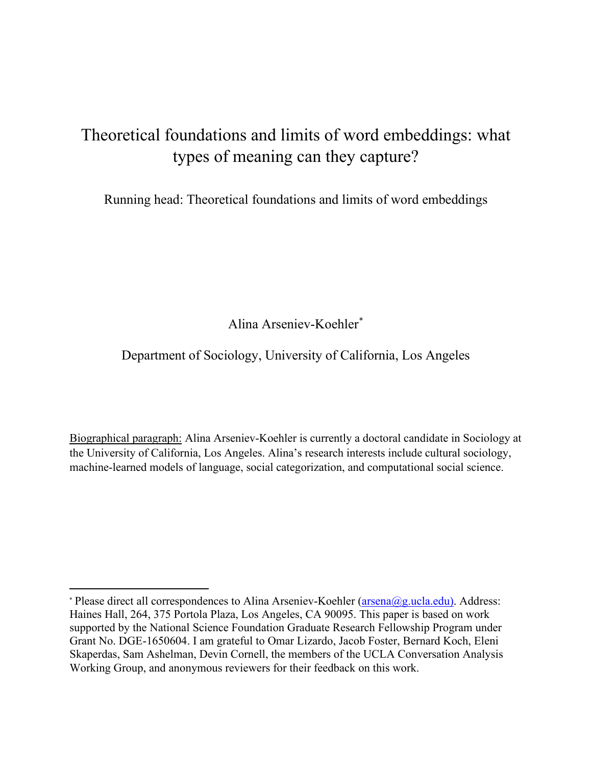# Theoretical foundations and limits of word embeddings: what types of meaning can they capture?

Running head: Theoretical foundations and limits of word embeddings

Alina Arseniev-Koehler*

Department of Sociology, University of California, Los Angeles

Biographical paragraph: Alina Arseniev-Koehler is currently a doctoral candidate in Sociology at the University of California, Los Angeles. Alina's research interests include cultural sociology, machine-learned models of language, social categorization, and computational social science.

---

* Please direct all correspondences to Alina Arseniev-Koehler (arsena@g.ucla.edu). Address: Haines Hall, 264, 375 Portola Plaza, Los Angeles, CA 90095. This paper is based on work supported by the National Science Foundation Graduate Research Fellowship Program under Grant No. DGE-1650604. I am grateful to Omar Lizardo, Jacob Foster, Bernard Koch, Eleni Skaperdas, Sam Ashelman, Devin Cornell, the members of the UCLA Conversation Analysis Working Group, and anonymous reviewers for their feedback on this work.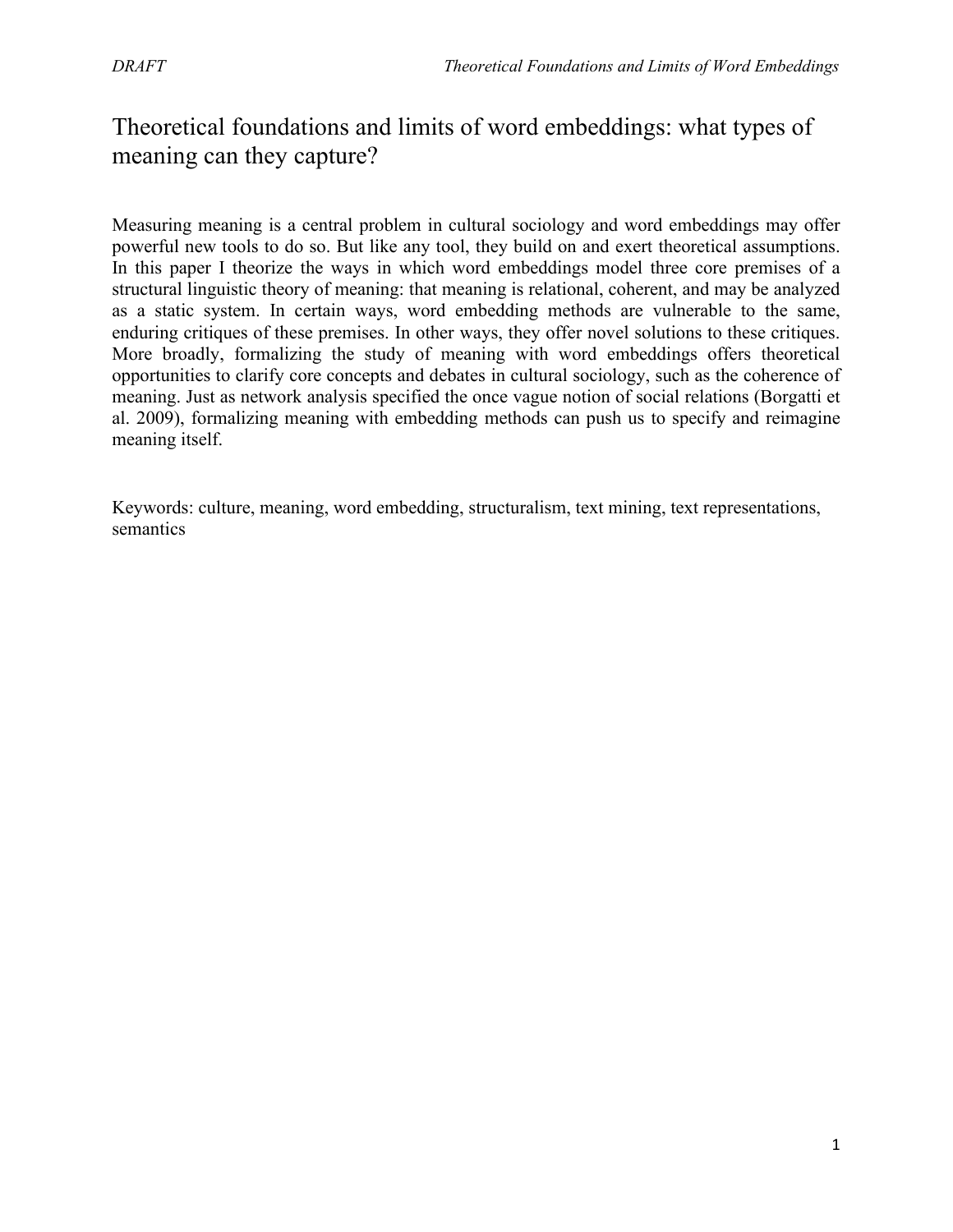# Theoretical foundations and limits of word embeddings: what types of meaning can they capture?

Measuring meaning is a central problem in cultural sociology and word embeddings may offer powerful new tools to do so. But like any tool, they build on and exert theoretical assumptions. In this paper I theorize the ways in which word embeddings model three core premises of a structural linguistic theory of meaning: that meaning is relational, coherent, and may be analyzed as a static system. In certain ways, word embedding methods are vulnerable to the same, enduring critiques of these premises. In other ways, they offer novel solutions to these critiques. More broadly, formalizing the study of meaning with word embeddings offers theoretical opportunities to clarify core concepts and debates in cultural sociology, such as the coherence of meaning. Just as network analysis specified the once vague notion of social relations (Borgatti et al. 2009), formalizing meaning with embedding methods can push us to specify and reimagine meaning itself.

Keywords: culture, meaning, word embedding, structuralism, text mining, text representations, semantics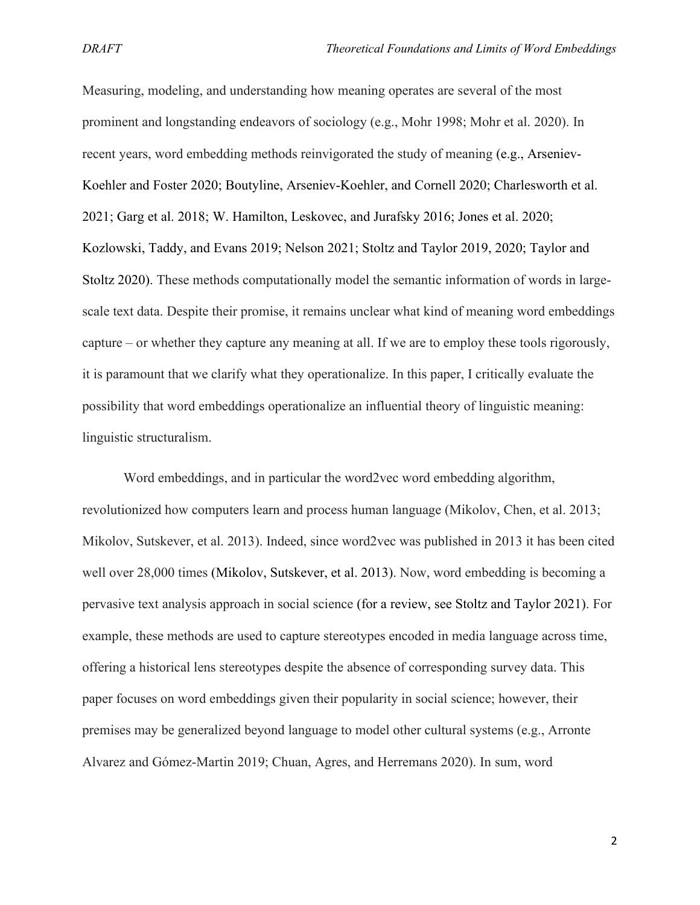Measuring, modeling, and understanding how meaning operates are several of the most prominent and longstanding endeavors of sociology (e.g., Mohr 1998; Mohr et al. 2020). In recent years, word embedding methods reinvigorated the study of meaning (e.g., Arseniev-Koehler and Foster 2020; Boutyline, Arseniev-Koehler, and Cornell 2020; Charlesworth et al. 2021; Garg et al. 2018; W. Hamilton, Leskovec, and Jurafsky 2016; Jones et al. 2020; Kozlowski, Taddy, and Evans 2019; Nelson 2021; Stoltz and Taylor 2019, 2020; Taylor and Stoltz 2020). These methods computationally model the semantic information of words in large-scale text data. Despite their promise, it remains unclear what kind of meaning word embeddings capture – or whether they capture any meaning at all. If we are to employ these tools rigorously, it is paramount that we clarify what they operationalize. In this paper, I critically evaluate the possibility that word embeddings operationalize an influential theory of linguistic meaning: linguistic structuralism.

Word embeddings, and in particular the word2vec word embedding algorithm, revolutionized how computers learn and process human language (Mikolov, Chen, et al. 2013; Mikolov, Sutskever, et al. 2013). Indeed, since word2vec was published in 2013 it has been cited well over 28,000 times (Mikolov, Sutskever, et al. 2013). Now, word embedding is becoming a pervasive text analysis approach in social science (for a review, see Stoltz and Taylor 2021). For example, these methods are used to capture stereotypes encoded in media language across time, offering a historical lens stereotypes despite the absence of corresponding survey data. This paper focuses on word embeddings given their popularity in social science; however, their premises may be generalized beyond language to model other cultural systems (e.g., Arronte Alvarez and Gómez-Martin 2019; Chuan, Agres, and Herremans 2020). In sum, word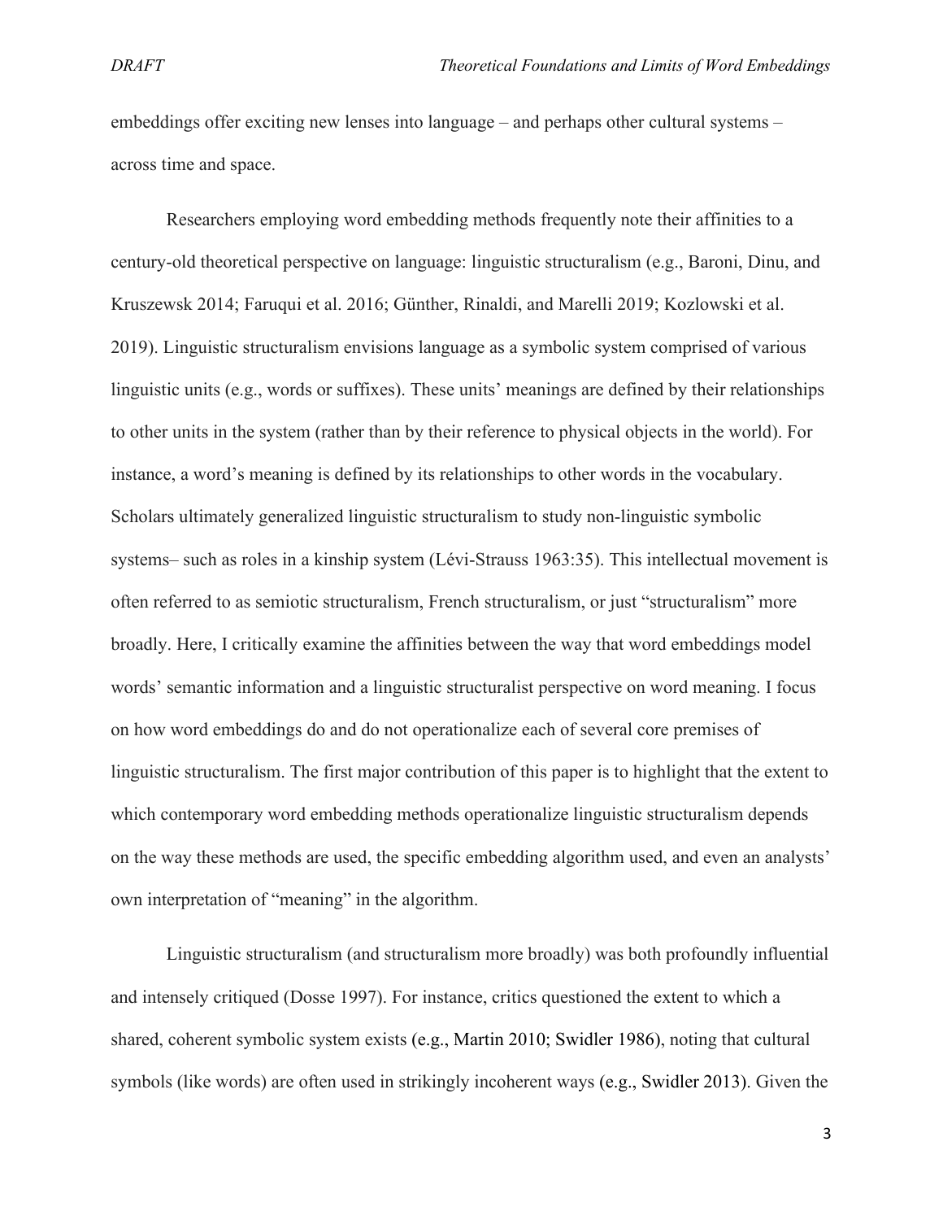embeddings offer exciting new lenses into language – and perhaps other cultural systems – across time and space.

Researchers employing word embedding methods frequently note their affinities to a century-old theoretical perspective on language: linguistic structuralism (e.g., Baroni, Dinu, and Kruszewsk 2014; Faruqui et al. 2016; Günther, Rinaldi, and Marelli 2019; Kozlowski et al. 2019). Linguistic structuralism envisions language as a symbolic system comprised of various linguistic units (e.g., words or suffixes). These units' meanings are defined by their relationships to other units in the system (rather than by their reference to physical objects in the world). For instance, a word's meaning is defined by its relationships to other words in the vocabulary. Scholars ultimately generalized linguistic structuralism to study non-linguistic symbolic systems– such as roles in a kinship system (Lévi-Strauss 1963:35). This intellectual movement is often referred to as semiotic structuralism, French structuralism, or just "structuralism" more broadly. Here, I critically examine the affinities between the way that word embeddings model words' semantic information and a linguistic structuralist perspective on word meaning. I focus on how word embeddings do and do not operationalize each of several core premises of linguistic structuralism. The first major contribution of this paper is to highlight that the extent to which contemporary word embedding methods operationalize linguistic structuralism depends on the way these methods are used, the specific embedding algorithm used, and even an analysts' own interpretation of "meaning" in the algorithm.

Linguistic structuralism (and structuralism more broadly) was both profoundly influential and intensely critiqued (Dosse 1997). For instance, critics questioned the extent to which a shared, coherent symbolic system exists (e.g., Martin 2010; Swidler 1986), noting that cultural symbols (like words) are often used in strikingly incoherent ways (e.g., Swidler 2013). Given the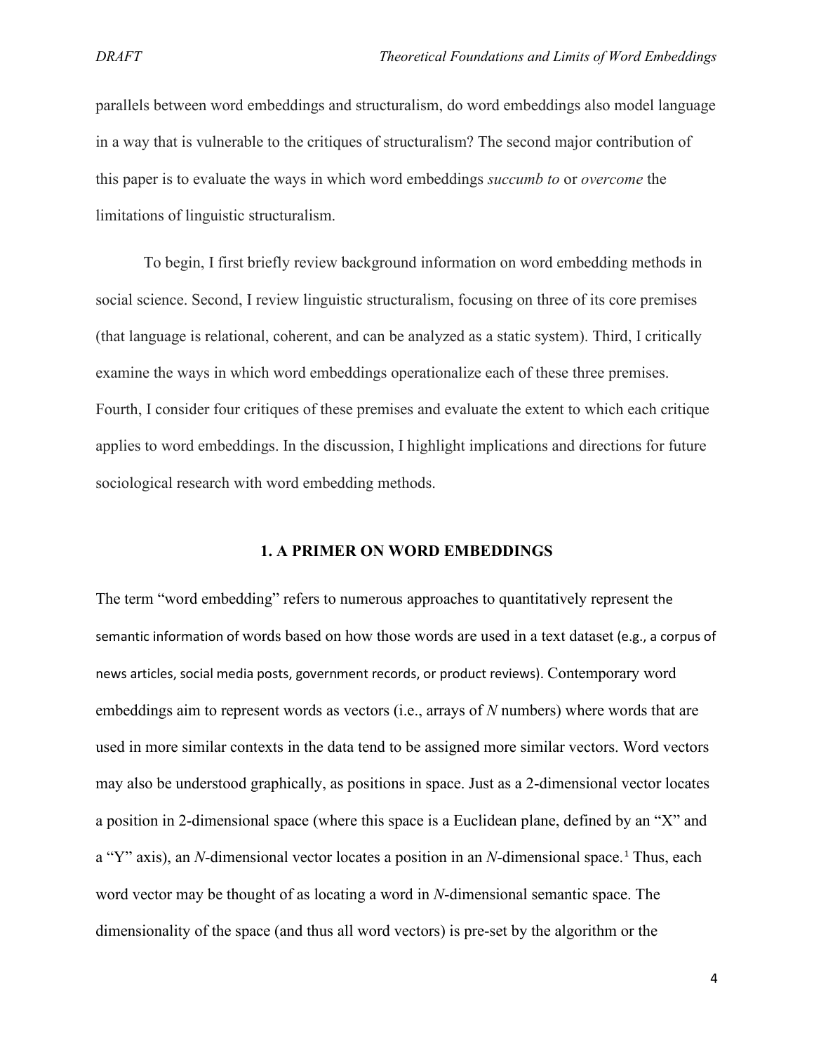parallels between word embeddings and structuralism, do word embeddings also model language in a way that is vulnerable to the critiques of structuralism? The second major contribution of this paper is to evaluate the ways in which word embeddings *succumb to* or *overcome* the limitations of linguistic structuralism.

To begin, I first briefly review background information on word embedding methods in social science. Second, I review linguistic structuralism, focusing on three of its core premises (that language is relational, coherent, and can be analyzed as a static system). Third, I critically examine the ways in which word embeddings operationalize each of these three premises. Fourth, I consider four critiques of these premises and evaluate the extent to which each critique applies to word embeddings. In the discussion, I highlight implications and directions for future sociological research with word embedding methods.

## 1. A PRIMER ON WORD EMBEDDINGS

The term "word embedding" refers to numerous approaches to quantitatively represent the semantic information of words based on how those words are used in a text dataset (e.g., a corpus of news articles, social media posts, government records, or product reviews). Contemporary word embeddings aim to represent words as vectors (i.e., arrays of *N* numbers) where words that are used in more similar contexts in the data tend to be assigned more similar vectors. Word vectors may also be understood graphically, as positions in space. Just as a 2-dimensional vector locates a position in 2-dimensional space (where this space is a Euclidean plane, defined by an "X" and a "Y" axis), an *N*-dimensional vector locates a position in an *N*-dimensional space.[1] Thus, each word vector may be thought of as locating a word in *N*-dimensional semantic space. The dimensionality of the space (and thus all word vectors) is pre-set by the algorithm or the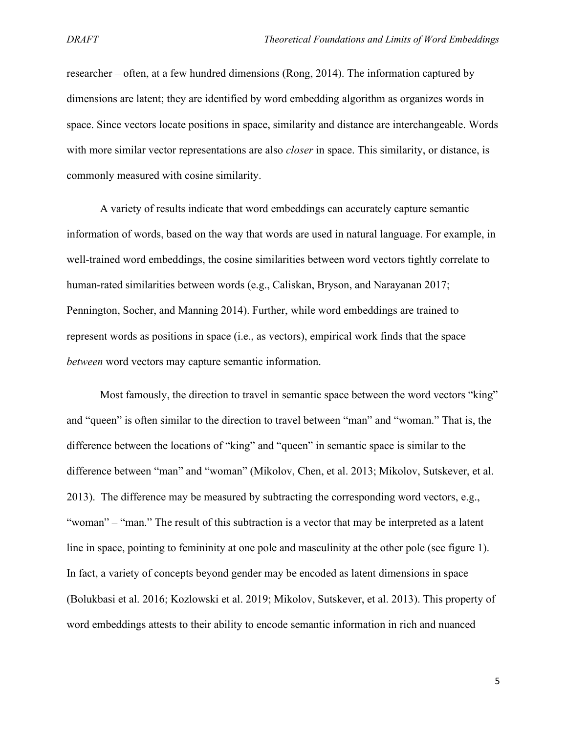researcher – often, at a few hundred dimensions (Rong, 2014). The information captured by dimensions are latent; they are identified by word embedding algorithm as organizes words in space. Since vectors locate positions in space, similarity and distance are interchangeable. Words with more similar vector representations are also *closer* in space. This similarity, or distance, is commonly measured with cosine similarity.

A variety of results indicate that word embeddings can accurately capture semantic information of words, based on the way that words are used in natural language. For example, in well-trained word embeddings, the cosine similarities between word vectors tightly correlate to human-rated similarities between words (e.g., Caliskan, Bryson, and Narayanan 2017; Pennington, Socher, and Manning 2014). Further, while word embeddings are trained to represent words as positions in space (i.e., as vectors), empirical work finds that the space *between* word vectors may capture semantic information.

Most famously, the direction to travel in semantic space between the word vectors "king" and "queen" is often similar to the direction to travel between "man" and "woman." That is, the difference between the locations of "king" and "queen" in semantic space is similar to the difference between "man" and "woman" (Mikolov, Chen, et al. 2013; Mikolov, Sutskever, et al. 2013). The difference may be measured by subtracting the corresponding word vectors, e.g., "woman" – "man." The result of this subtraction is a vector that may be interpreted as a latent line in space, pointing to femininity at one pole and masculinity at the other pole (see figure 1). In fact, a variety of concepts beyond gender may be encoded as latent dimensions in space (Bolukbasi et al. 2016; Kozlowski et al. 2019; Mikolov, Sutskever, et al. 2013). This property of word embeddings attests to their ability to encode semantic information in rich and nuanced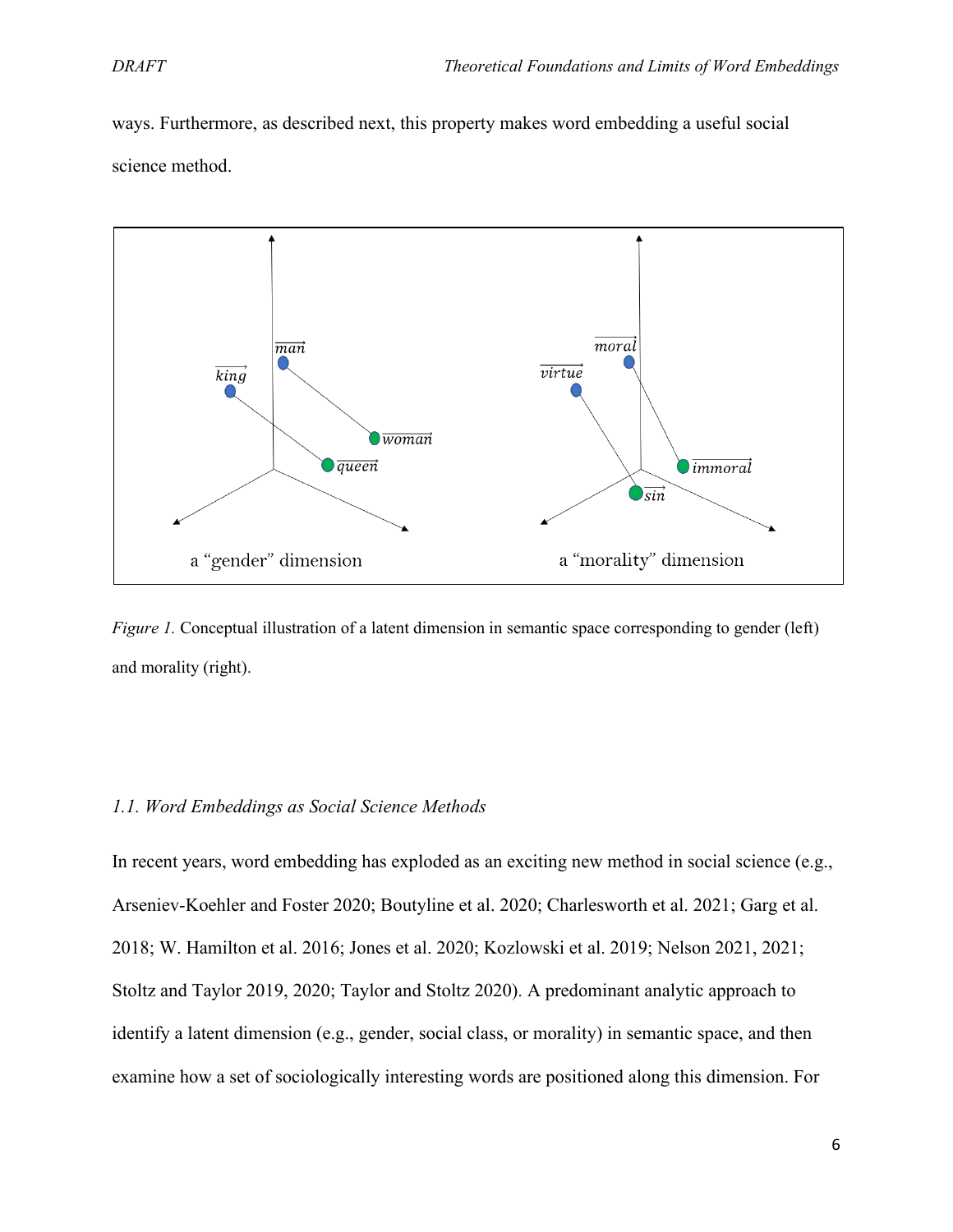ways. Furthermore, as described next, this property makes word embedding a useful social science method.

*Figure 1.* Conceptual illustration of a latent dimension in semantic space corresponding to gender (left) and morality (right).

### *1.1. Word Embeddings as Social Science Methods*

In recent years, word embedding has exploded as an exciting new method in social science (e.g., Arseniev-Koehler and Foster 2020; Boutyline et al. 2020; Charlesworth et al. 2021; Garg et al. 2018; W. Hamilton et al. 2016; Jones et al. 2020; Kozlowski et al. 2019; Nelson 2021, 2021; Stoltz and Taylor 2019, 2020; Taylor and Stoltz 2020). A predominant analytic approach to identify a latent dimension (e.g., gender, social class, or morality) in semantic space, and then examine how a set of sociologically interesting words are positioned along this dimension. For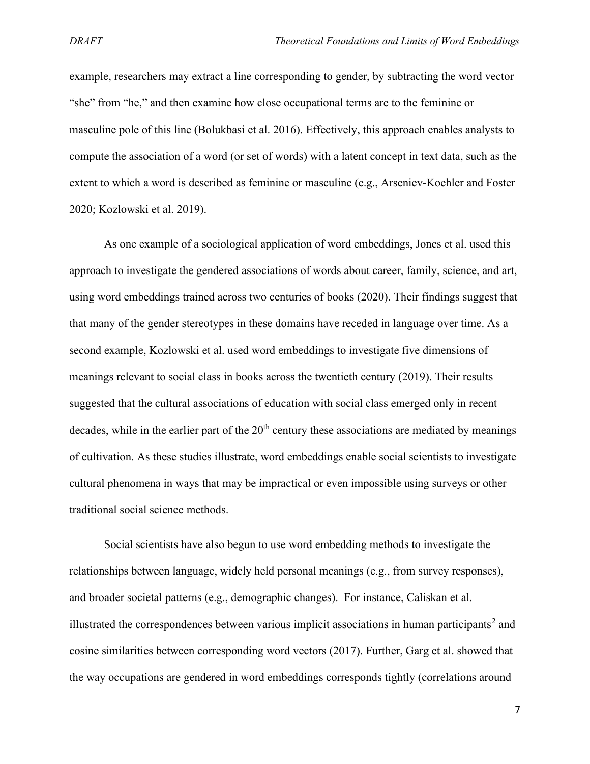example, researchers may extract a line corresponding to gender, by subtracting the word vector "she" from "he," and then examine how close occupational terms are to the feminine or masculine pole of this line (Bolukbasi et al. 2016). Effectively, this approach enables analysts to compute the association of a word (or set of words) with a latent concept in text data, such as the extent to which a word is described as feminine or masculine (e.g., Arseniev-Koehler and Foster 2020; Kozlowski et al. 2019).

As one example of a sociological application of word embeddings, Jones et al. used this approach to investigate the gendered associations of words about career, family, science, and art, using word embeddings trained across two centuries of books (2020). Their findings suggest that that many of the gender stereotypes in these domains have receded in language over time. As a second example, Kozlowski et al. used word embeddings to investigate five dimensions of meanings relevant to social class in books across the twentieth century (2019). Their results suggested that the cultural associations of education with social class emerged only in recent decades, while in the earlier part of the 20th century these associations are mediated by meanings of cultivation. As these studies illustrate, word embeddings enable social scientists to investigate cultural phenomena in ways that may be impractical or even impossible using surveys or other traditional social science methods.

Social scientists have also begun to use word embedding methods to investigate the relationships between language, widely held personal meanings (e.g., from survey responses), and broader societal patterns (e.g., demographic changes). For instance, Caliskan et al. illustrated the correspondences between various implicit associations in human participants[2] and cosine similarities between corresponding word vectors (2017). Further, Garg et al. showed that the way occupations are gendered in word embeddings corresponds tightly (correlations around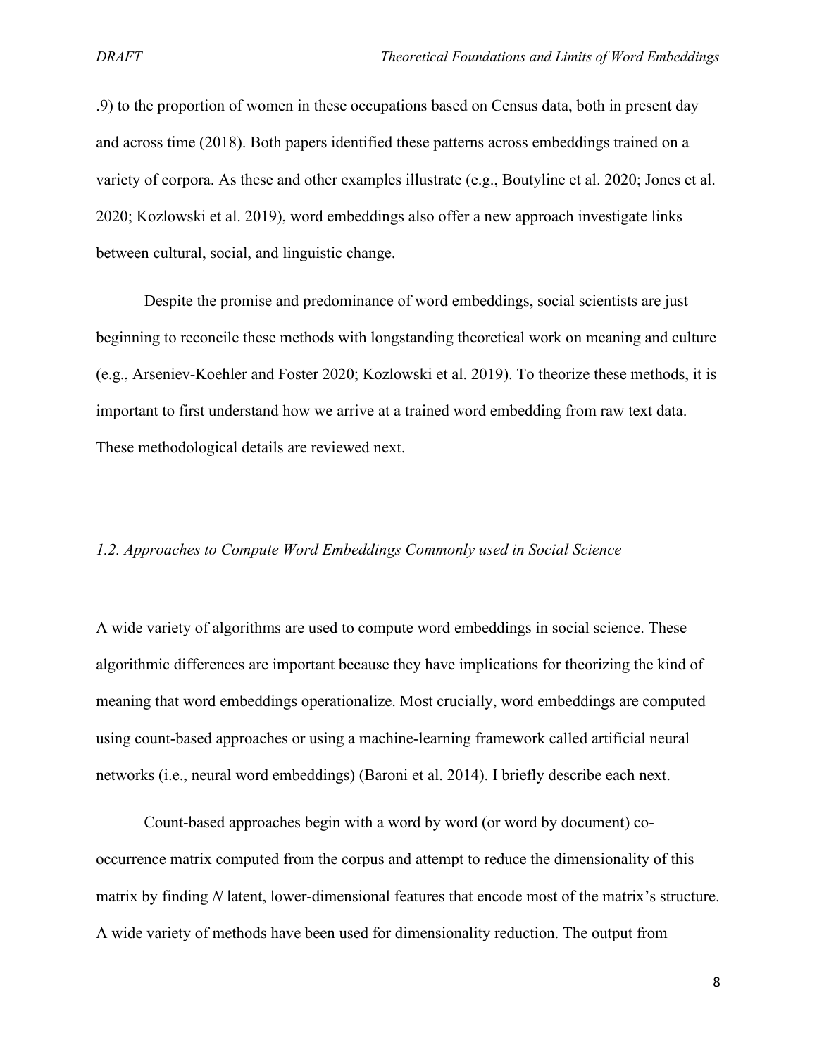.9) to the proportion of women in these occupations based on Census data, both in present day and across time (2018). Both papers identified these patterns across embeddings trained on a variety of corpora. As these and other examples illustrate (e.g., Boutyline et al. 2020; Jones et al. 2020; Kozlowski et al. 2019), word embeddings also offer a new approach investigate links between cultural, social, and linguistic change.

Despite the promise and predominance of word embeddings, social scientists are just beginning to reconcile these methods with longstanding theoretical work on meaning and culture (e.g., Arseniev-Koehler and Foster 2020; Kozlowski et al. 2019). To theorize these methods, it is important to first understand how we arrive at a trained word embedding from raw text data. These methodological details are reviewed next.

### *1.2. Approaches to Compute Word Embeddings Commonly used in Social Science*

A wide variety of algorithms are used to compute word embeddings in social science. These algorithmic differences are important because they have implications for theorizing the kind of meaning that word embeddings operationalize. Most crucially, word embeddings are computed using count-based approaches or using a machine-learning framework called artificial neural networks (i.e., neural word embeddings) (Baroni et al. 2014). I briefly describe each next.

Count-based approaches begin with a word by word (or word by document) co-occurrence matrix computed from the corpus and attempt to reduce the dimensionality of this matrix by finding *N* latent, lower-dimensional features that encode most of the matrix's structure. A wide variety of methods have been used for dimensionality reduction. The output from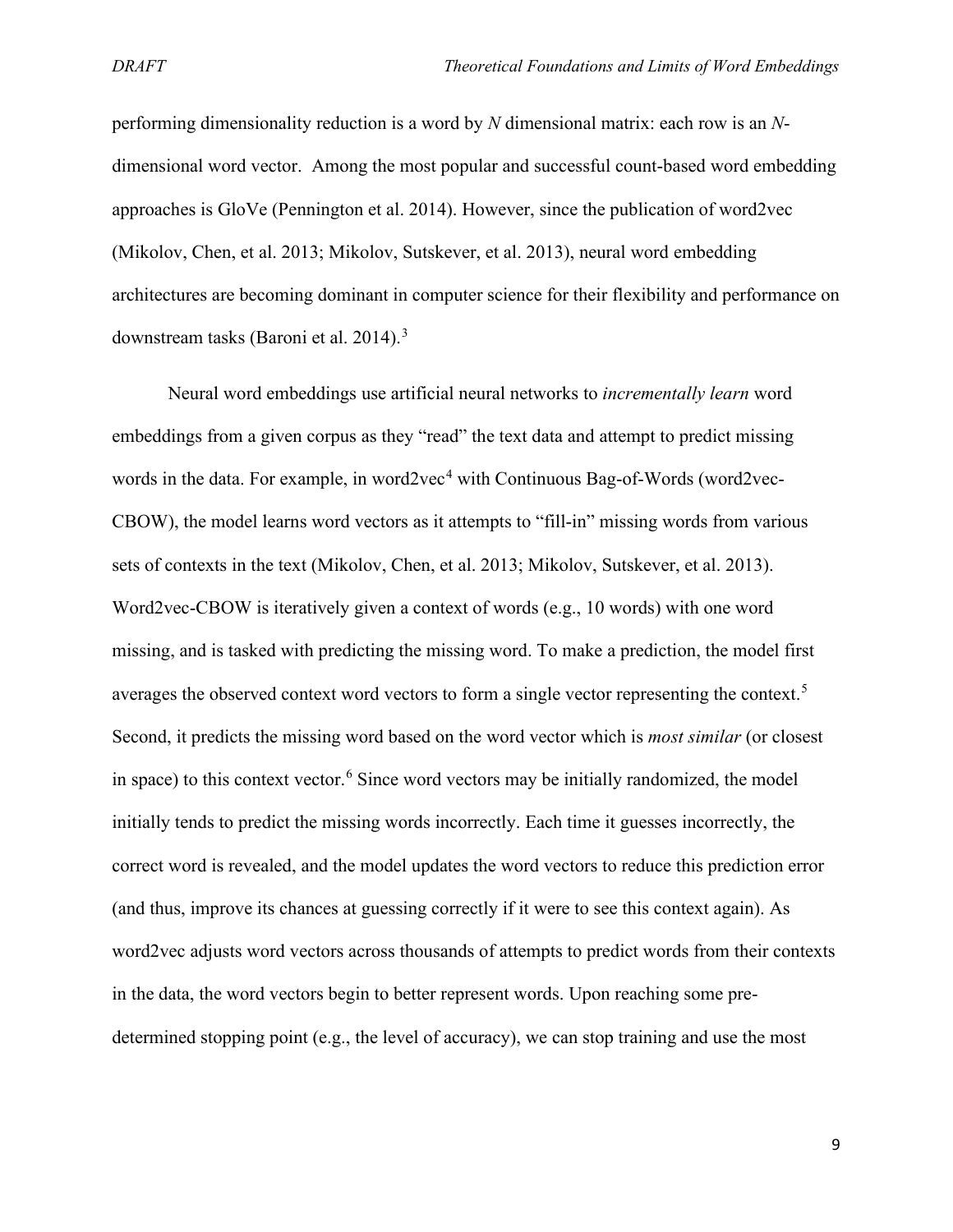performing dimensionality reduction is a word by *N* dimensional matrix: each row is an *N*-dimensional word vector. Among the most popular and successful count-based word embedding approaches is GloVe (Pennington et al. 2014). However, since the publication of word2vec (Mikolov, Chen, et al. 2013; Mikolov, Sutskever, et al. 2013), neural word embedding architectures are becoming dominant in computer science for their flexibility and performance on downstream tasks (Baroni et al. 2014).[3]

Neural word embeddings use artificial neural networks to *incrementally learn* word embeddings from a given corpus as they "read" the text data and attempt to predict missing words in the data. For example, in word2vec[4] with Continuous Bag-of-Words (word2vec-CBOW), the model learns word vectors as it attempts to "fill-in" missing words from various sets of contexts in the text (Mikolov, Chen, et al. 2013; Mikolov, Sutskever, et al. 2013). Word2vec-CBOW is iteratively given a context of words (e.g., 10 words) with one word missing, and is tasked with predicting the missing word. To make a prediction, the model first averages the observed context word vectors to form a single vector representing the context.[5] Second, it predicts the missing word based on the word vector which is *most similar* (or closest in space) to this context vector.[6] Since word vectors may be initially randomized, the model initially tends to predict the missing words incorrectly. Each time it guesses incorrectly, the correct word is revealed, and the model updates the word vectors to reduce this prediction error (and thus, improve its chances at guessing correctly if it were to see this context again). As word2vec adjusts word vectors across thousands of attempts to predict words from their contexts in the data, the word vectors begin to better represent words. Upon reaching some pre-determined stopping point (e.g., the level of accuracy), we can stop training and use the most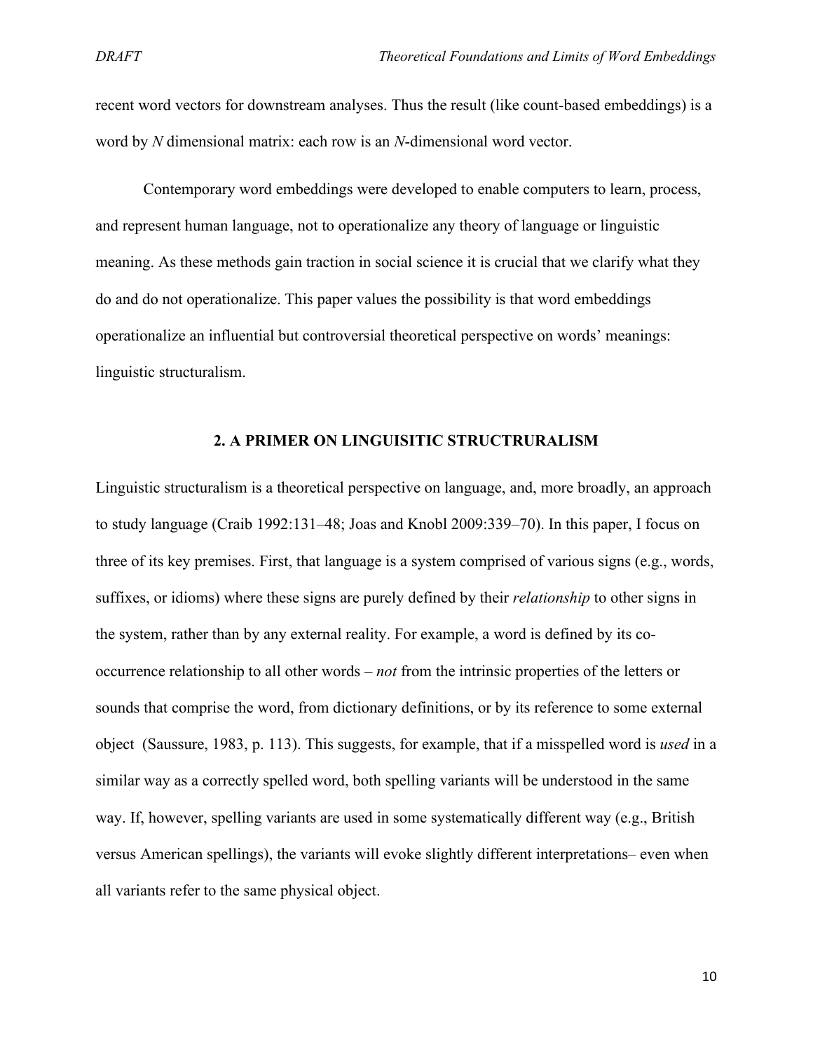recent word vectors for downstream analyses. Thus the result (like count-based embeddings) is a word by *N* dimensional matrix: each row is an *N*-dimensional word vector.

Contemporary word embeddings were developed to enable computers to learn, process, and represent human language, not to operationalize any theory of language or linguistic meaning. As these methods gain traction in social science it is crucial that we clarify what they do and do not operationalize. This paper values the possibility is that word embeddings operationalize an influential but controversial theoretical perspective on words' meanings: linguistic structuralism.

## 2. A PRIMER ON LINGUISITIC STRUCTRURALISM

Linguistic structuralism is a theoretical perspective on language, and, more broadly, an approach to study language (Craib 1992:131–48; Joas and Knobl 2009:339–70). In this paper, I focus on three of its key premises. First, that language is a system comprised of various signs (e.g., words, suffixes, or idioms) where these signs are purely defined by their *relationship* to other signs in the system, rather than by any external reality. For example, a word is defined by its co-occurrence relationship to all other words – *not* from the intrinsic properties of the letters or sounds that comprise the word, from dictionary definitions, or by its reference to some external object (Saussure, 1983, p. 113). This suggests, for example, that if a misspelled word is *used* in a similar way as a correctly spelled word, both spelling variants will be understood in the same way. If, however, spelling variants are used in some systematically different way (e.g., British versus American spellings), the variants will evoke slightly different interpretations– even when all variants refer to the same physical object.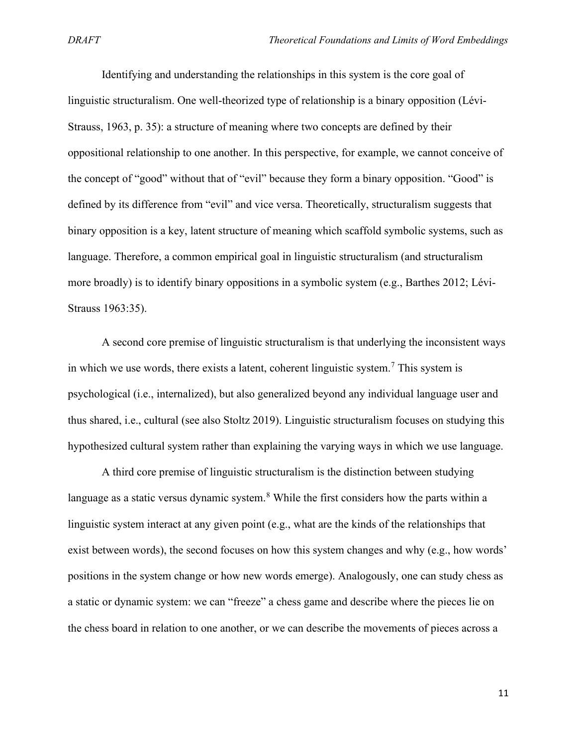Identifying and understanding the relationships in this system is the core goal of linguistic structuralism. One well-theorized type of relationship is a binary opposition (Lévi-Strauss, 1963, p. 35): a structure of meaning where two concepts are defined by their oppositional relationship to one another. In this perspective, for example, we cannot conceive of the concept of "good" without that of "evil" because they form a binary opposition. "Good" is defined by its difference from "evil" and vice versa. Theoretically, structuralism suggests that binary opposition is a key, latent structure of meaning which scaffold symbolic systems, such as language. Therefore, a common empirical goal in linguistic structuralism (and structuralism more broadly) is to identify binary oppositions in a symbolic system (e.g., Barthes 2012; Lévi-Strauss 1963:35).

A second core premise of linguistic structuralism is that underlying the inconsistent ways in which we use words, there exists a latent, coherent linguistic system.[7] This system is psychological (i.e., internalized), but also generalized beyond any individual language user and thus shared, i.e., cultural (see also Stoltz 2019). Linguistic structuralism focuses on studying this hypothesized cultural system rather than explaining the varying ways in which we use language.

A third core premise of linguistic structuralism is the distinction between studying language as a static versus dynamic system.[8] While the first considers how the parts within a linguistic system interact at any given point (e.g., what are the kinds of the relationships that exist between words), the second focuses on how this system changes and why (e.g., how words' positions in the system change or how new words emerge). Analogously, one can study chess as a static or dynamic system: we can "freeze" a chess game and describe where the pieces lie on the chess board in relation to one another, or we can describe the movements of pieces across a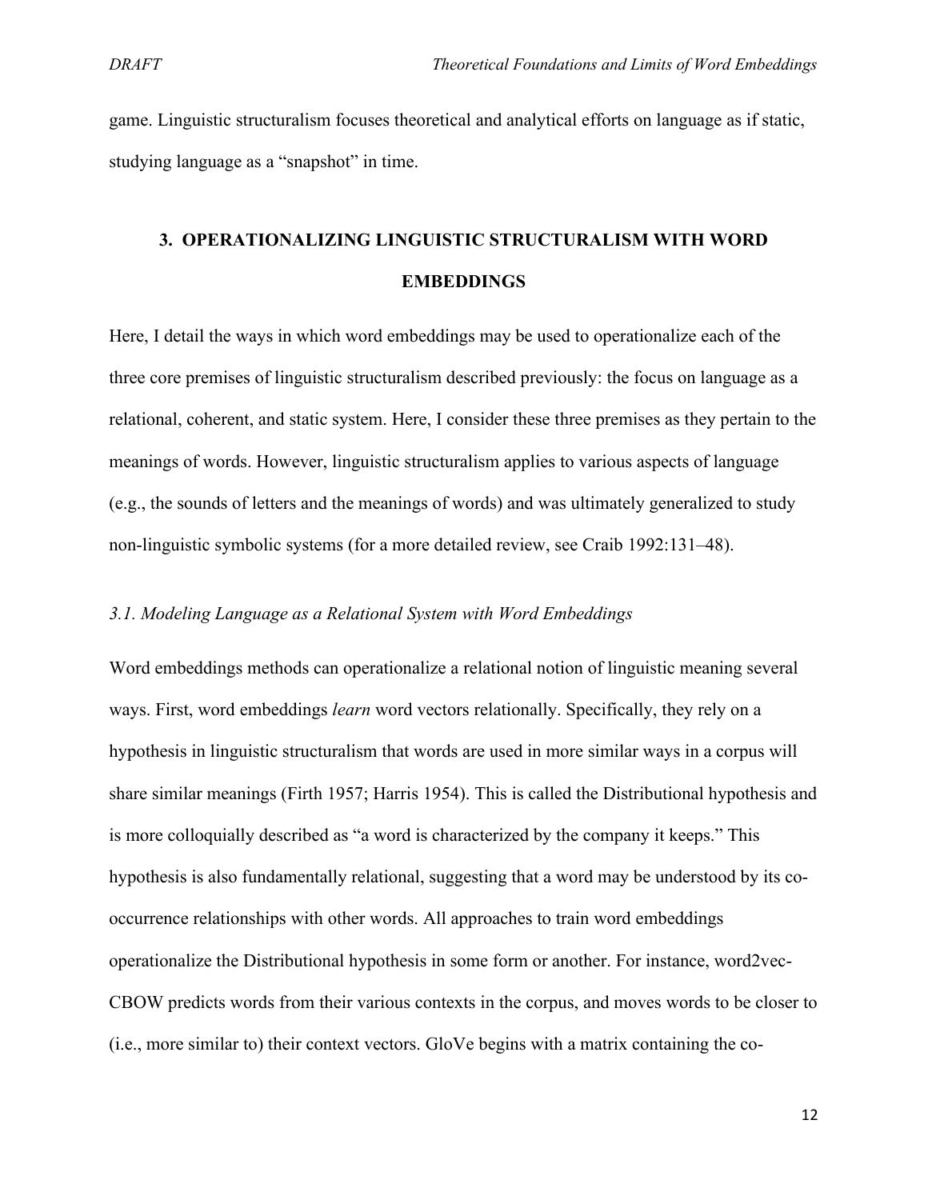game. Linguistic structuralism focuses theoretical and analytical efforts on language as if static, studying language as a "snapshot" in time.

## 3. OPERATIONALIZING LINGUISTIC STRUCTURALISM WITH WORD EMBEDDINGS

Here, I detail the ways in which word embeddings may be used to operationalize each of the three core premises of linguistic structuralism described previously: the focus on language as a relational, coherent, and static system. Here, I consider these three premises as they pertain to the meanings of words. However, linguistic structuralism applies to various aspects of language (e.g., the sounds of letters and the meanings of words) and was ultimately generalized to study non-linguistic symbolic systems (for a more detailed review, see Craib 1992:131–48).

### *3.1. Modeling Language as a Relational System with Word Embeddings*

Word embeddings methods can operationalize a relational notion of linguistic meaning several ways. First, word embeddings *learn* word vectors relationally. Specifically, they rely on a hypothesis in linguistic structuralism that words are used in more similar ways in a corpus will share similar meanings (Firth 1957; Harris 1954). This is called the Distributional hypothesis and is more colloquially described as "a word is characterized by the company it keeps." This hypothesis is also fundamentally relational, suggesting that a word may be understood by its co-occurrence relationships with other words. All approaches to train word embeddings operationalize the Distributional hypothesis in some form or another. For instance, word2vec-CBOW predicts words from their various contexts in the corpus, and moves words to be closer to (i.e., more similar to) their context vectors. GloVe begins with a matrix containing the co-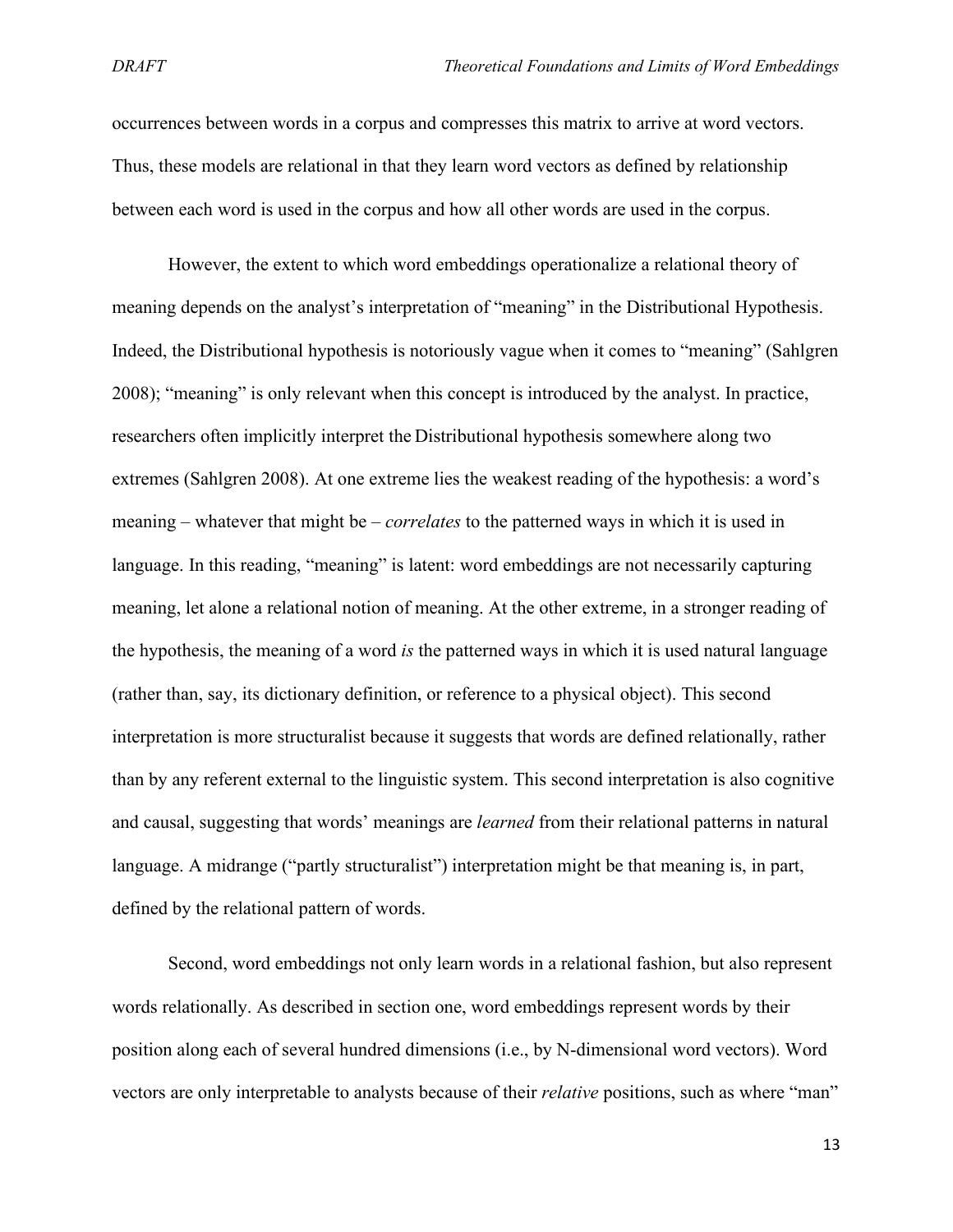occurrences between words in a corpus and compresses this matrix to arrive at word vectors. Thus, these models are relational in that they learn word vectors as defined by relationship between each word is used in the corpus and how all other words are used in the corpus.

However, the extent to which word embeddings operationalize a relational theory of meaning depends on the analyst's interpretation of "meaning" in the Distributional Hypothesis. Indeed, the Distributional hypothesis is notoriously vague when it comes to "meaning" (Sahlgren 2008); "meaning" is only relevant when this concept is introduced by the analyst. In practice, researchers often implicitly interpret the Distributional hypothesis somewhere along two extremes (Sahlgren 2008). At one extreme lies the weakest reading of the hypothesis: a word's meaning – whatever that might be – *correlates* to the patterned ways in which it is used in language. In this reading, "meaning" is latent: word embeddings are not necessarily capturing meaning, let alone a relational notion of meaning. At the other extreme, in a stronger reading of the hypothesis, the meaning of a word *is* the patterned ways in which it is used natural language (rather than, say, its dictionary definition, or reference to a physical object). This second interpretation is more structuralist because it suggests that words are defined relationally, rather than by any referent external to the linguistic system. This second interpretation is also cognitive and causal, suggesting that words' meanings are *learned* from their relational patterns in natural language. A midrange ("partly structuralist") interpretation might be that meaning is, in part, defined by the relational pattern of words.

Second, word embeddings not only learn words in a relational fashion, but also represent words relationally. As described in section one, word embeddings represent words by their position along each of several hundred dimensions (i.e., by N-dimensional word vectors). Word vectors are only interpretable to analysts because of their *relative* positions, such as where "man"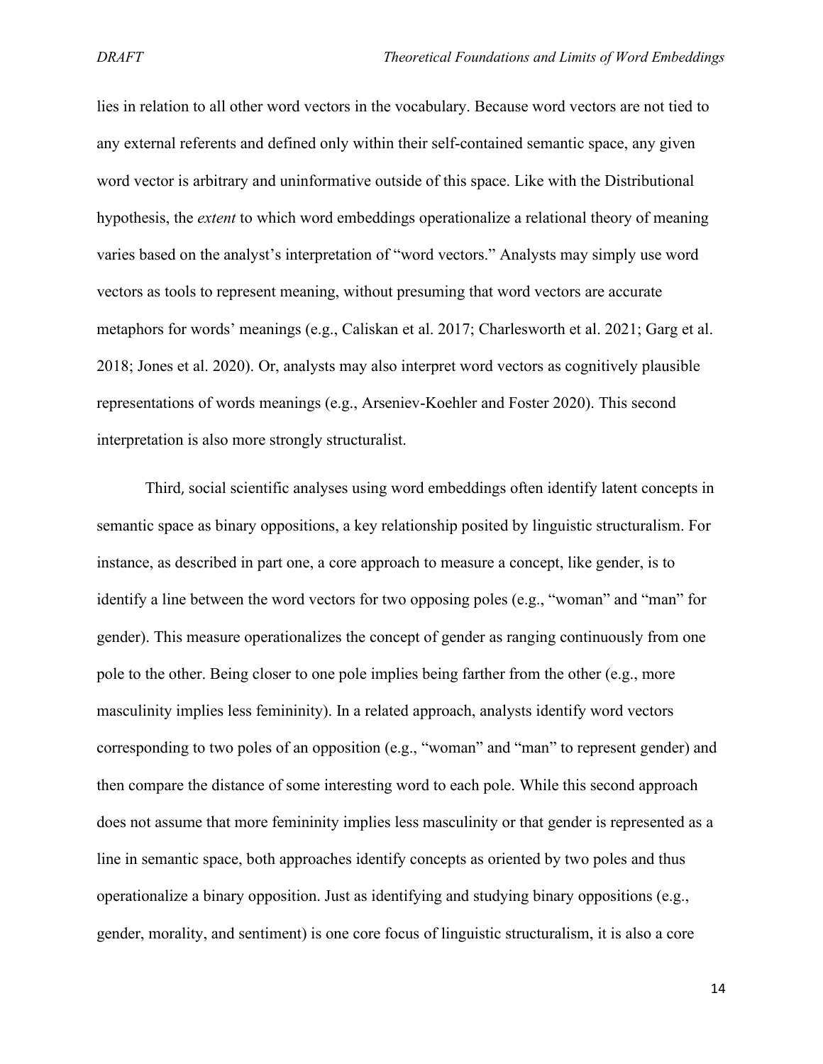lies in relation to all other word vectors in the vocabulary. Because word vectors are not tied to any external referents and defined only within their self-contained semantic space, any given word vector is arbitrary and uninformative outside of this space. Like with the Distributional hypothesis, the *extent* to which word embeddings operationalize a relational theory of meaning varies based on the analyst's interpretation of "word vectors." Analysts may simply use word vectors as tools to represent meaning, without presuming that word vectors are accurate metaphors for words' meanings (e.g., Caliskan et al. 2017; Charlesworth et al. 2021; Garg et al. 2018; Jones et al. 2020). Or, analysts may also interpret word vectors as cognitively plausible representations of words meanings (e.g., Arseniev-Koehler and Foster 2020). This second interpretation is also more strongly structuralist.

Third, social scientific analyses using word embeddings often identify latent concepts in semantic space as binary oppositions, a key relationship posited by linguistic structuralism. For instance, as described in part one, a core approach to measure a concept, like gender, is to identify a line between the word vectors for two opposing poles (e.g., "woman" and "man" for gender). This measure operationalizes the concept of gender as ranging continuously from one pole to the other. Being closer to one pole implies being farther from the other (e.g., more masculinity implies less femininity). In a related approach, analysts identify word vectors corresponding to two poles of an opposition (e.g., "woman" and "man" to represent gender) and then compare the distance of some interesting word to each pole. While this second approach does not assume that more femininity implies less masculinity or that gender is represented as a line in semantic space, both approaches identify concepts as oriented by two poles and thus operationalize a binary opposition. Just as identifying and studying binary oppositions (e.g., gender, morality, and sentiment) is one core focus of linguistic structuralism, it is also a core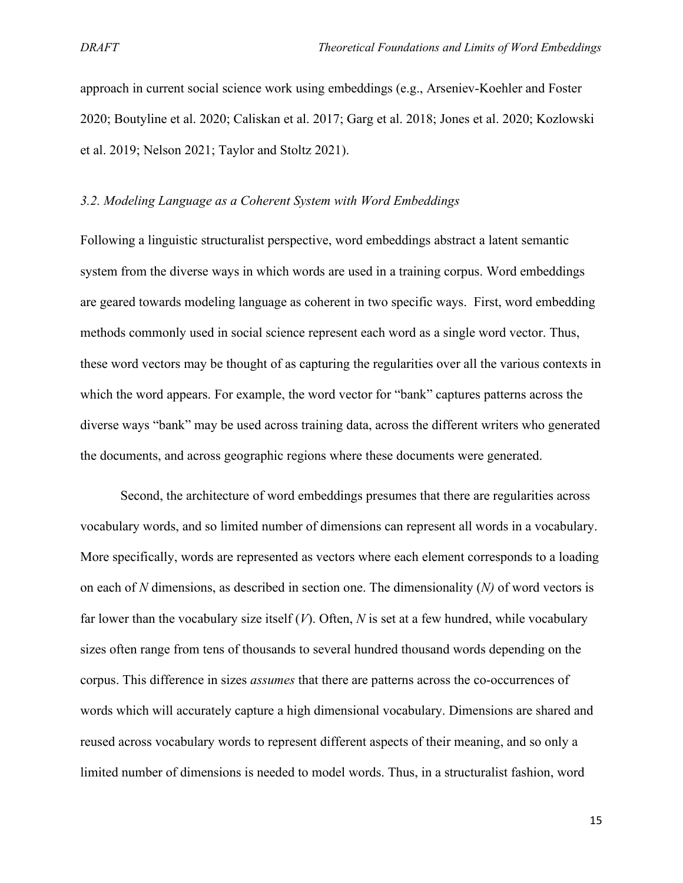approach in current social science work using embeddings (e.g., Arseniev-Koehler and Foster 2020; Boutyline et al. 2020; Caliskan et al. 2017; Garg et al. 2018; Jones et al. 2020; Kozlowski et al. 2019; Nelson 2021; Taylor and Stoltz 2021).

### *3.2. Modeling Language as a Coherent System with Word Embeddings*

Following a linguistic structuralist perspective, word embeddings abstract a latent semantic system from the diverse ways in which words are used in a training corpus. Word embeddings are geared towards modeling language as coherent in two specific ways. First, word embedding methods commonly used in social science represent each word as a single word vector. Thus, these word vectors may be thought of as capturing the regularities over all the various contexts in which the word appears. For example, the word vector for "bank" captures patterns across the diverse ways "bank" may be used across training data, across the different writers who generated the documents, and across geographic regions where these documents were generated.

Second, the architecture of word embeddings presumes that there are regularities across vocabulary words, and so limited number of dimensions can represent all words in a vocabulary. More specifically, words are represented as vectors where each element corresponds to a loading on each of $N$ dimensions, as described in section one. The dimensionality ($N$) of word vectors is far lower than the vocabulary size itself ($V$). Often, $N$ is set at a few hundred, while vocabulary sizes often range from tens of thousands to several hundred thousand words depending on the corpus. This difference in sizes *assumes* that there are patterns across the co-occurrences of words which will accurately capture a high dimensional vocabulary. Dimensions are shared and reused across vocabulary words to represent different aspects of their meaning, and so only a limited number of dimensions is needed to model words. Thus, in a structuralist fashion, word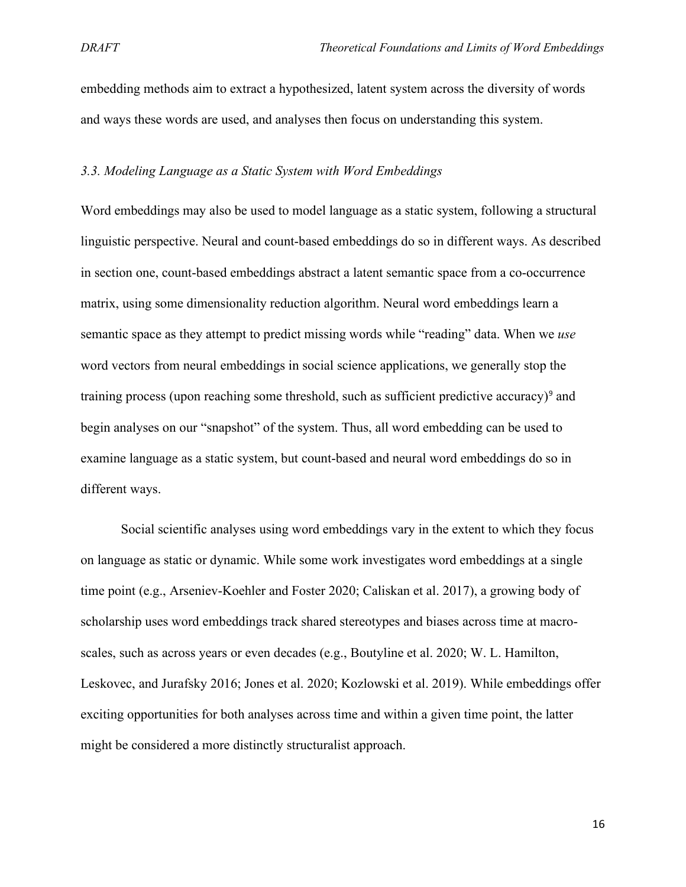embedding methods aim to extract a hypothesized, latent system across the diversity of words and ways these words are used, and analyses then focus on understanding this system.

### *3.3. Modeling Language as a Static System with Word Embeddings*

Word embeddings may also be used to model language as a static system, following a structural linguistic perspective. Neural and count-based embeddings do so in different ways. As described in section one, count-based embeddings abstract a latent semantic space from a co-occurrence matrix, using some dimensionality reduction algorithm. Neural word embeddings learn a semantic space as they attempt to predict missing words while "reading" data. When we *use* word vectors from neural embeddings in social science applications, we generally stop the training process (upon reaching some threshold, such as sufficient predictive accuracy)[9] and begin analyses on our "snapshot" of the system. Thus, all word embedding can be used to examine language as a static system, but count-based and neural word embeddings do so in different ways.

Social scientific analyses using word embeddings vary in the extent to which they focus on language as static or dynamic. While some work investigates word embeddings at a single time point (e.g., Arseniev-Koehler and Foster 2020; Caliskan et al. 2017), a growing body of scholarship uses word embeddings track shared stereotypes and biases across time at macro-scales, such as across years or even decades (e.g., Boutyline et al. 2020; W. L. Hamilton, Leskovec, and Jurafsky 2016; Jones et al. 2020; Kozlowski et al. 2019). While embeddings offer exciting opportunities for both analyses across time and within a given time point, the latter might be considered a more distinctly structuralist approach.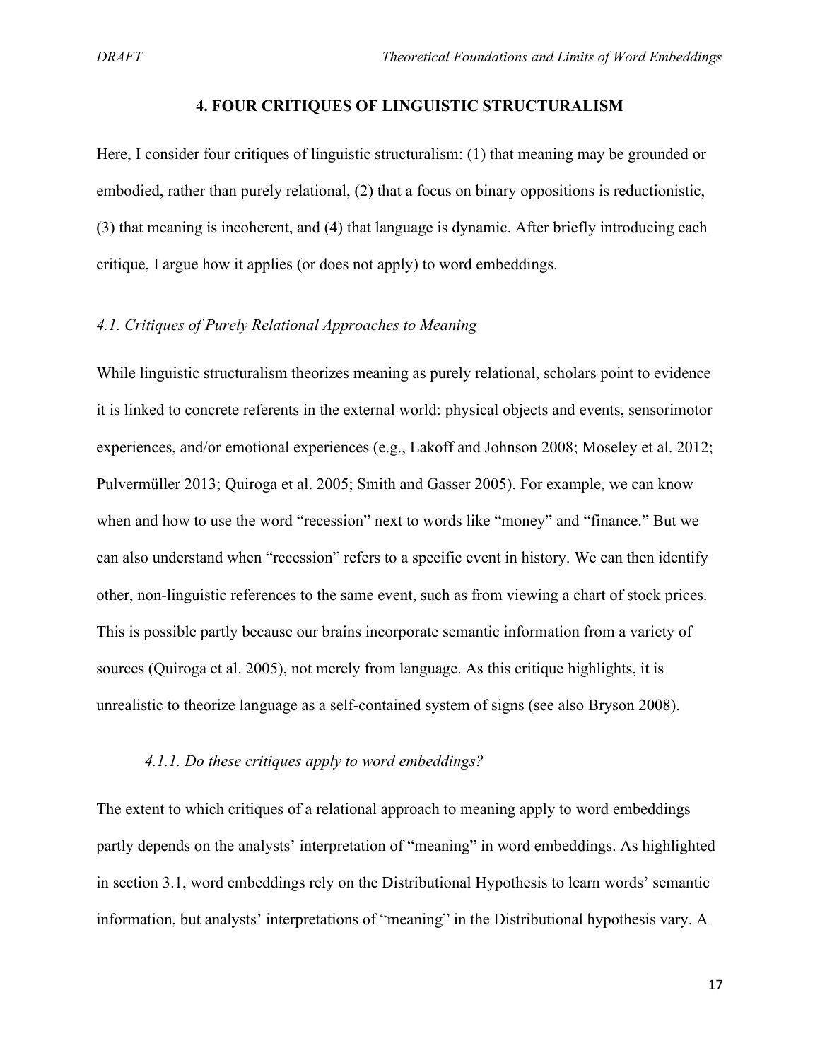## 4. FOUR CRITIQUES OF LINGUISTIC STRUCTURALISM

Here, I consider four critiques of linguistic structuralism: (1) that meaning may be grounded or embodied, rather than purely relational, (2) that a focus on binary oppositions is reductionistic, (3) that meaning is incoherent, and (4) that language is dynamic. After briefly introducing each critique, I argue how it applies (or does not apply) to word embeddings.

### *4.1. Critiques of Purely Relational Approaches to Meaning*

While linguistic structuralism theorizes meaning as purely relational, scholars point to evidence it is linked to concrete referents in the external world: physical objects and events, sensorimotor experiences, and/or emotional experiences (e.g., Lakoff and Johnson 2008; Moseley et al. 2012; Pulvermüller 2013; Quiroga et al. 2005; Smith and Gasser 2005). For example, we can know when and how to use the word "recession" next to words like "money" and "finance." But we can also understand when "recession" refers to a specific event in history. We can then identify other, non-linguistic references to the same event, such as from viewing a chart of stock prices. This is possible partly because our brains incorporate semantic information from a variety of sources (Quiroga et al. 2005), not merely from language. As this critique highlights, it is unrealistic to theorize language as a self-contained system of signs (see also Bryson 2008).

#### *4.1.1. Do these critiques apply to word embeddings?*

The extent to which critiques of a relational approach to meaning apply to word embeddings partly depends on the analysts' interpretation of "meaning" in word embeddings. As highlighted in section 3.1, word embeddings rely on the Distributional Hypothesis to learn words' semantic information, but analysts' interpretations of "meaning" in the Distributional hypothesis vary. A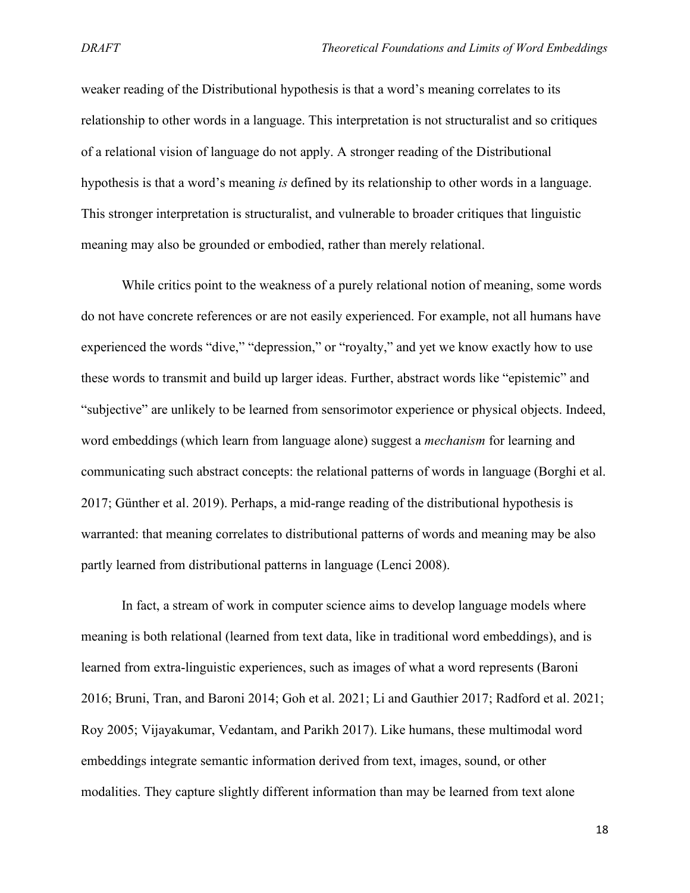weaker reading of the Distributional hypothesis is that a word's meaning correlates to its relationship to other words in a language. This interpretation is not structuralist and so critiques of a relational vision of language do not apply. A stronger reading of the Distributional hypothesis is that a word's meaning *is* defined by its relationship to other words in a language. This stronger interpretation is structuralist, and vulnerable to broader critiques that linguistic meaning may also be grounded or embodied, rather than merely relational.

While critics point to the weakness of a purely relational notion of meaning, some words do not have concrete references or are not easily experienced. For example, not all humans have experienced the words "dive," "depression," or "royalty," and yet we know exactly how to use these words to transmit and build up larger ideas. Further, abstract words like "epistemic" and "subjective" are unlikely to be learned from sensorimotor experience or physical objects. Indeed, word embeddings (which learn from language alone) suggest a *mechanism* for learning and communicating such abstract concepts: the relational patterns of words in language (Borghi et al. 2017; Günther et al. 2019). Perhaps, a mid-range reading of the distributional hypothesis is warranted: that meaning correlates to distributional patterns of words and meaning may be also partly learned from distributional patterns in language (Lenci 2008).

In fact, a stream of work in computer science aims to develop language models where meaning is both relational (learned from text data, like in traditional word embeddings), and is learned from extra-linguistic experiences, such as images of what a word represents (Baroni 2016; Bruni, Tran, and Baroni 2014; Goh et al. 2021; Li and Gauthier 2017; Radford et al. 2021; Roy 2005; Vijayakumar, Vedantam, and Parikh 2017). Like humans, these multimodal word embeddings integrate semantic information derived from text, images, sound, or other modalities. They capture slightly different information than may be learned from text alone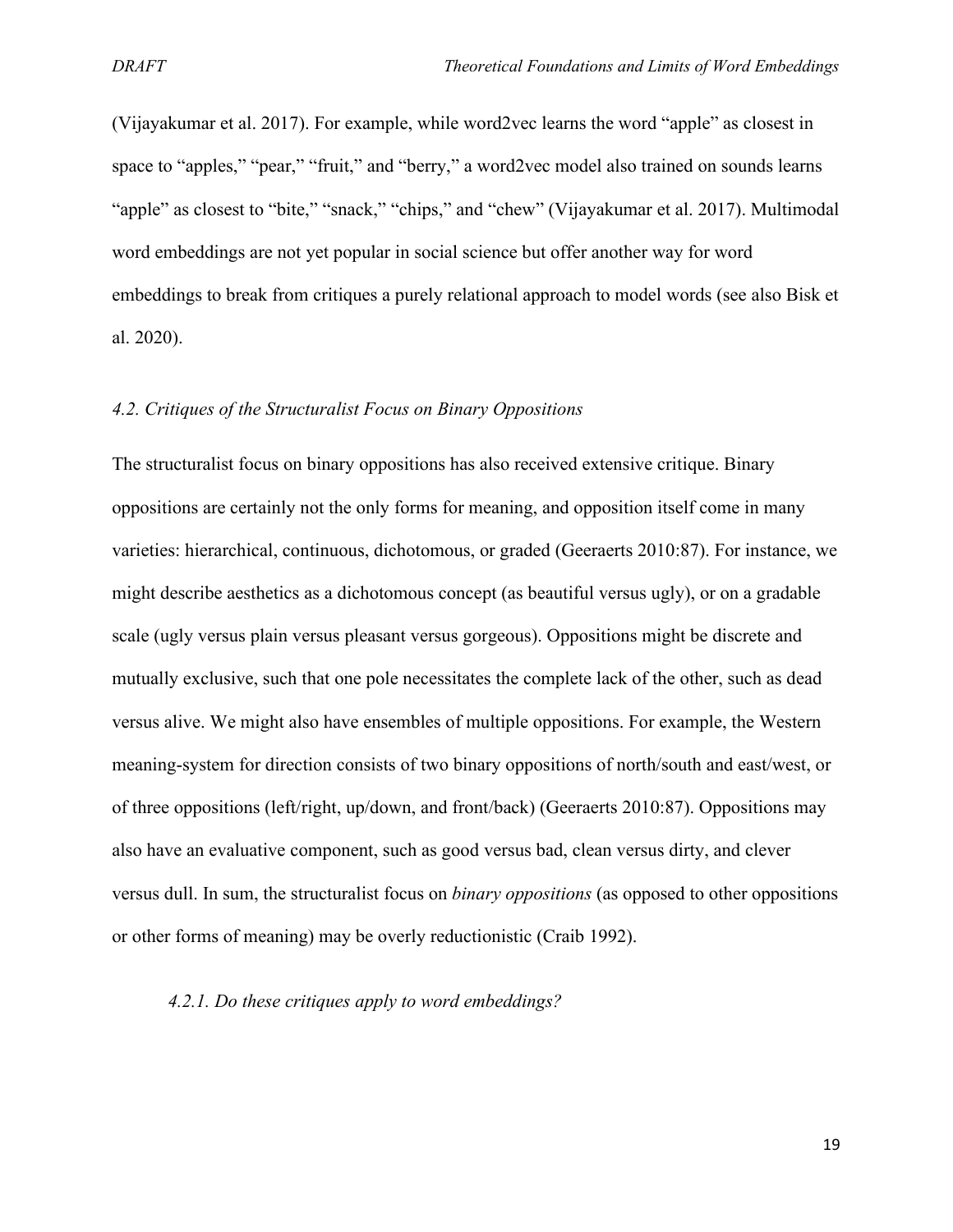(Vijayakumar et al. 2017). For example, while word2vec learns the word "apple" as closest in space to "apples," "pear," "fruit," and "berry," a word2vec model also trained on sounds learns "apple" as closest to "bite," "snack," "chips," and "chew" (Vijayakumar et al. 2017). Multimodal word embeddings are not yet popular in social science but offer another way for word embeddings to break from critiques a purely relational approach to model words (see also Bisk et al. 2020).

### *4.2. Critiques of the Structuralist Focus on Binary Oppositions*

The structuralist focus on binary oppositions has also received extensive critique. Binary oppositions are certainly not the only forms for meaning, and opposition itself come in many varieties: hierarchical, continuous, dichotomous, or graded (Geeraerts 2010:87). For instance, we might describe aesthetics as a dichotomous concept (as beautiful versus ugly), or on a gradable scale (ugly versus plain versus pleasant versus gorgeous). Oppositions might be discrete and mutually exclusive, such that one pole necessitates the complete lack of the other, such as dead versus alive. We might also have ensembles of multiple oppositions. For example, the Western meaning-system for direction consists of two binary oppositions of north/south and east/west, or of three oppositions (left/right, up/down, and front/back) (Geeraerts 2010:87). Oppositions may also have an evaluative component, such as good versus bad, clean versus dirty, and clever versus dull. In sum, the structuralist focus on *binary oppositions* (as opposed to other oppositions or other forms of meaning) may be overly reductionistic (Craib 1992).

#### *4.2.1. Do these critiques apply to word embeddings?*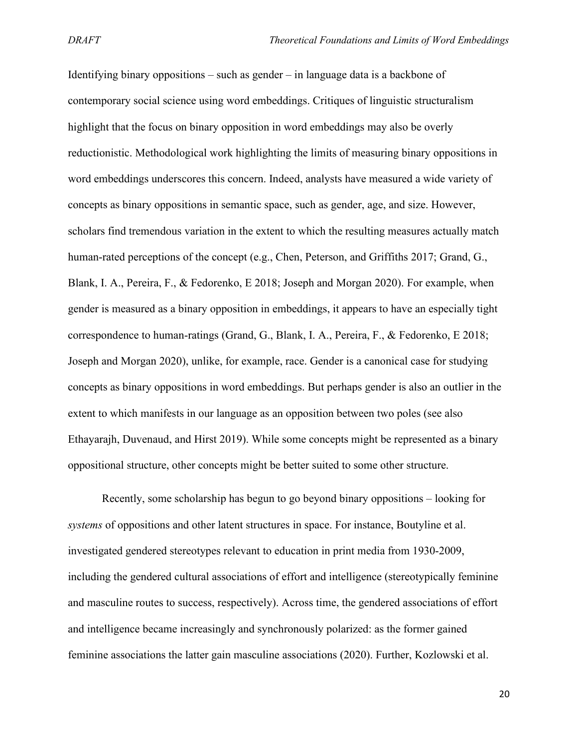Identifying binary oppositions – such as gender – in language data is a backbone of contemporary social science using word embeddings. Critiques of linguistic structuralism highlight that the focus on binary opposition in word embeddings may also be overly reductionistic. Methodological work highlighting the limits of measuring binary oppositions in word embeddings underscores this concern. Indeed, analysts have measured a wide variety of concepts as binary oppositions in semantic space, such as gender, age, and size. However, scholars find tremendous variation in the extent to which the resulting measures actually match human-rated perceptions of the concept (e.g., Chen, Peterson, and Griffiths 2017; Grand, G., Blank, I. A., Pereira, F., & Fedorenko, E 2018; Joseph and Morgan 2020). For example, when gender is measured as a binary opposition in embeddings, it appears to have an especially tight correspondence to human-ratings (Grand, G., Blank, I. A., Pereira, F., & Fedorenko, E 2018; Joseph and Morgan 2020), unlike, for example, race. Gender is a canonical case for studying concepts as binary oppositions in word embeddings. But perhaps gender is also an outlier in the extent to which manifests in our language as an opposition between two poles (see also Ethayarajh, Duvenaud, and Hirst 2019). While some concepts might be represented as a binary oppositional structure, other concepts might be better suited to some other structure.

Recently, some scholarship has begun to go beyond binary oppositions – looking for *systems* of oppositions and other latent structures in space. For instance, Boutyline et al. investigated gendered stereotypes relevant to education in print media from 1930-2009, including the gendered cultural associations of effort and intelligence (stereotypically feminine and masculine routes to success, respectively). Across time, the gendered associations of effort and intelligence became increasingly and synchronously polarized: as the former gained feminine associations the latter gain masculine associations (2020). Further, Kozlowski et al.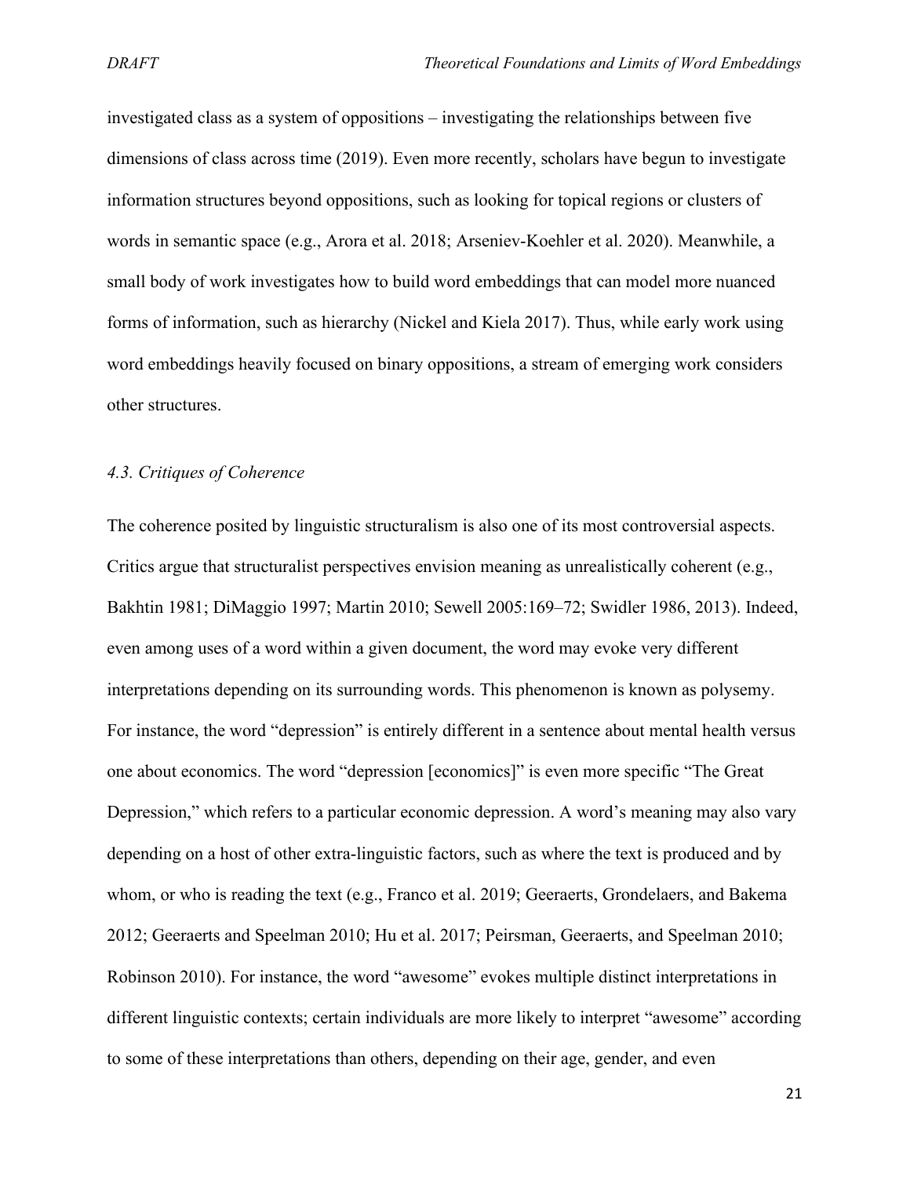investigated class as a system of oppositions – investigating the relationships between five dimensions of class across time (2019). Even more recently, scholars have begun to investigate information structures beyond oppositions, such as looking for topical regions or clusters of words in semantic space (e.g., Arora et al. 2018; Arseniev-Koehler et al. 2020). Meanwhile, a small body of work investigates how to build word embeddings that can model more nuanced forms of information, such as hierarchy (Nickel and Kiela 2017). Thus, while early work using word embeddings heavily focused on binary oppositions, a stream of emerging work considers other structures.

### *4.3. Critiques of Coherence*

The coherence posited by linguistic structuralism is also one of its most controversial aspects. Critics argue that structuralist perspectives envision meaning as unrealistically coherent (e.g., Bakhtin 1981; DiMaggio 1997; Martin 2010; Sewell 2005:169–72; Swidler 1986, 2013). Indeed, even among uses of a word within a given document, the word may evoke very different interpretations depending on its surrounding words. This phenomenon is known as polysemy. For instance, the word "depression" is entirely different in a sentence about mental health versus one about economics. The word "depression [economics]" is even more specific "The Great Depression," which refers to a particular economic depression. A word's meaning may also vary depending on a host of other extra-linguistic factors, such as where the text is produced and by whom, or who is reading the text (e.g., Franco et al. 2019; Geeraerts, Grondelaers, and Bakema 2012; Geeraerts and Speelman 2010; Hu et al. 2017; Peirsman, Geeraerts, and Speelman 2010; Robinson 2010). For instance, the word "awesome" evokes multiple distinct interpretations in different linguistic contexts; certain individuals are more likely to interpret "awesome" according to some of these interpretations than others, depending on their age, gender, and even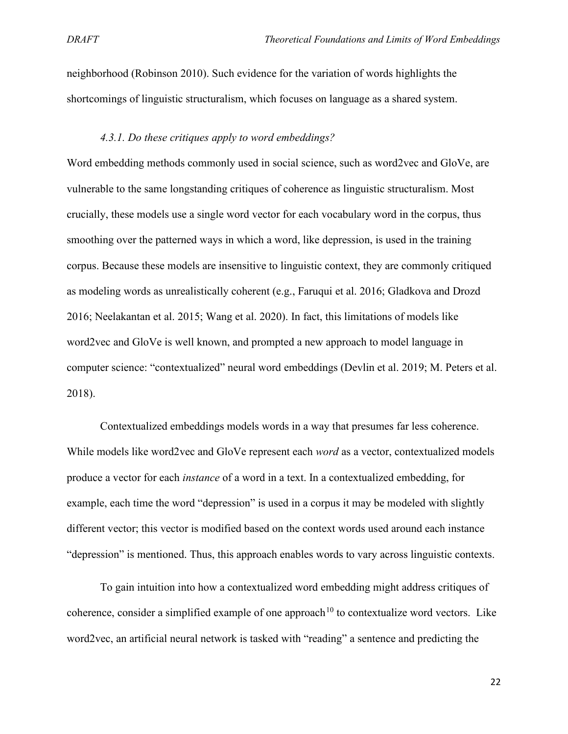neighborhood (Robinson 2010). Such evidence for the variation of words highlights the shortcomings of linguistic structuralism, which focuses on language as a shared system.

#### *4.3.1. Do these critiques apply to word embeddings?*

Word embedding methods commonly used in social science, such as word2vec and GloVe, are vulnerable to the same longstanding critiques of coherence as linguistic structuralism. Most crucially, these models use a single word vector for each vocabulary word in the corpus, thus smoothing over the patterned ways in which a word, like depression, is used in the training corpus. Because these models are insensitive to linguistic context, they are commonly critiqued as modeling words as unrealistically coherent (e.g., Faruqui et al. 2016; Gladkova and Drozd 2016; Neelakantan et al. 2015; Wang et al. 2020). In fact, this limitations of models like word2vec and GloVe is well known, and prompted a new approach to model language in computer science: "contextualized" neural word embeddings (Devlin et al. 2019; M. Peters et al. 2018).

Contextualized embeddings models words in a way that presumes far less coherence. While models like word2vec and GloVe represent each *word* as a vector, contextualized models produce a vector for each *instance* of a word in a text. In a contextualized embedding, for example, each time the word "depression" is used in a corpus it may be modeled with slightly different vector; this vector is modified based on the context words used around each instance "depression" is mentioned. Thus, this approach enables words to vary across linguistic contexts.

To gain intuition into how a contextualized word embedding might address critiques of coherence, consider a simplified example of one approach[10] to contextualize word vectors. Like word2vec, an artificial neural network is tasked with "reading" a sentence and predicting the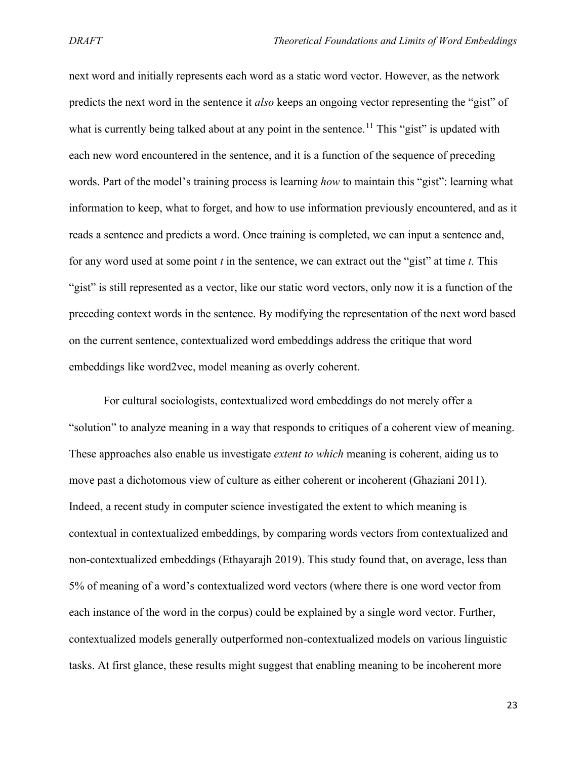next word and initially represents each word as a static word vector. However, as the network predicts the next word in the sentence it *also* keeps an ongoing vector representing the "gist" of what is currently being talked about at any point in the sentence.[11] This "gist" is updated with each new word encountered in the sentence, and it is a function of the sequence of preceding words. Part of the model's training process is learning *how* to maintain this "gist": learning what information to keep, what to forget, and how to use information previously encountered, and as it reads a sentence and predicts a word. Once training is completed, we can input a sentence and, for any word used at some point *t* in the sentence, we can extract out the "gist" at time *t.* This "gist" is still represented as a vector, like our static word vectors, only now it is a function of the preceding context words in the sentence. By modifying the representation of the next word based on the current sentence, contextualized word embeddings address the critique that word embeddings like word2vec, model meaning as overly coherent.

For cultural sociologists, contextualized word embeddings do not merely offer a "solution" to analyze meaning in a way that responds to critiques of a coherent view of meaning. These approaches also enable us investigate *extent to which* meaning is coherent, aiding us to move past a dichotomous view of culture as either coherent or incoherent (Ghaziani 2011). Indeed, a recent study in computer science investigated the extent to which meaning is contextual in contextualized embeddings, by comparing words vectors from contextualized and non-contextualized embeddings (Ethayarajh 2019). This study found that, on average, less than 5% of meaning of a word's contextualized word vectors (where there is one word vector from each instance of the word in the corpus) could be explained by a single word vector. Further, contextualized models generally outperformed non-contextualized models on various linguistic tasks. At first glance, these results might suggest that enabling meaning to be incoherent more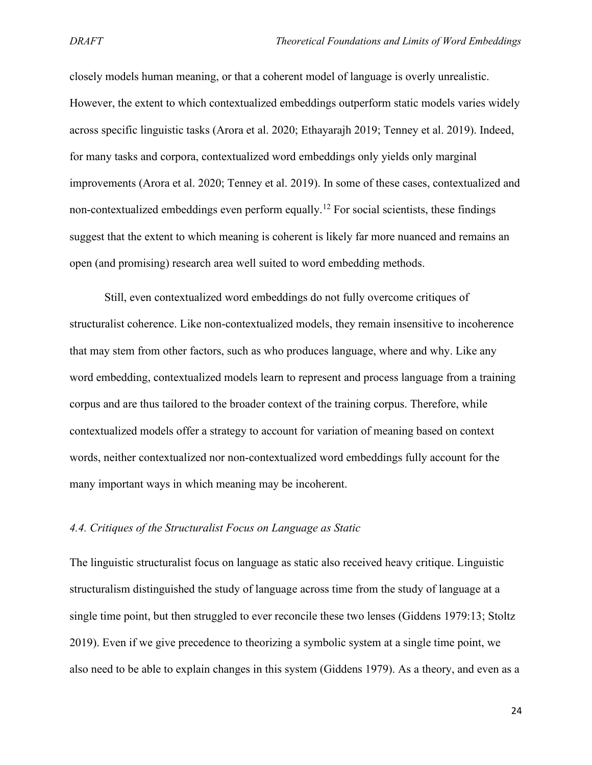closely models human meaning, or that a coherent model of language is overly unrealistic. However, the extent to which contextualized embeddings outperform static models varies widely across specific linguistic tasks (Arora et al. 2020; Ethayarajh 2019; Tenney et al. 2019). Indeed, for many tasks and corpora, contextualized word embeddings only yields only marginal improvements (Arora et al. 2020; Tenney et al. 2019). In some of these cases, contextualized and non-contextualized embeddings even perform equally.[12] For social scientists, these findings suggest that the extent to which meaning is coherent is likely far more nuanced and remains an open (and promising) research area well suited to word embedding methods.

Still, even contextualized word embeddings do not fully overcome critiques of structuralist coherence. Like non-contextualized models, they remain insensitive to incoherence that may stem from other factors, such as who produces language, where and why. Like any word embedding, contextualized models learn to represent and process language from a training corpus and are thus tailored to the broader context of the training corpus. Therefore, while contextualized models offer a strategy to account for variation of meaning based on context words, neither contextualized nor non-contextualized word embeddings fully account for the many important ways in which meaning may be incoherent.

### *4.4. Critiques of the Structuralist Focus on Language as Static*

The linguistic structuralist focus on language as static also received heavy critique. Linguistic structuralism distinguished the study of language across time from the study of language at a single time point, but then struggled to ever reconcile these two lenses (Giddens 1979:13; Stoltz 2019). Even if we give precedence to theorizing a symbolic system at a single time point, we also need to be able to explain changes in this system (Giddens 1979). As a theory, and even as a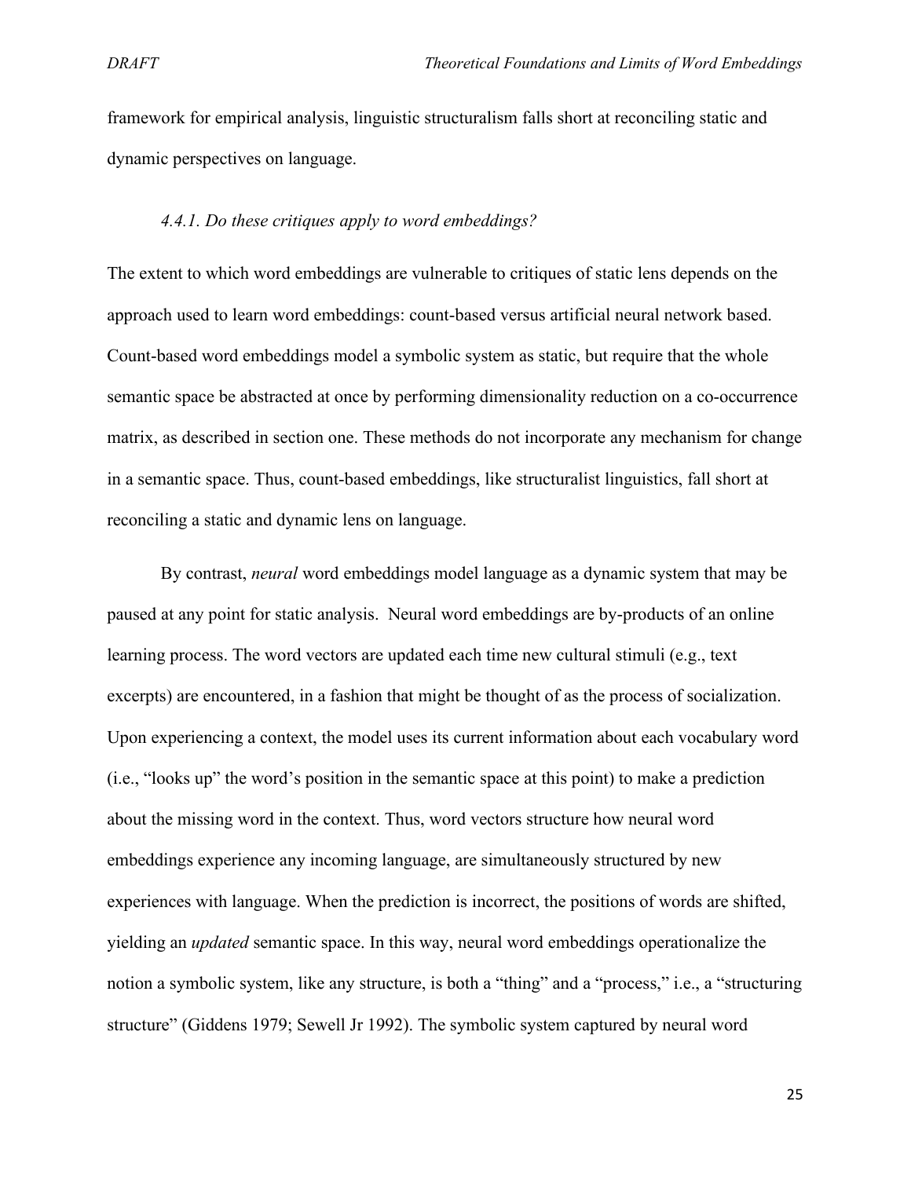framework for empirical analysis, linguistic structuralism falls short at reconciling static and dynamic perspectives on language.

#### *4.4.1. Do these critiques apply to word embeddings?*

The extent to which word embeddings are vulnerable to critiques of static lens depends on the approach used to learn word embeddings: count-based versus artificial neural network based. Count-based word embeddings model a symbolic system as static, but require that the whole semantic space be abstracted at once by performing dimensionality reduction on a co-occurrence matrix, as described in section one. These methods do not incorporate any mechanism for change in a semantic space. Thus, count-based embeddings, like structuralist linguistics, fall short at reconciling a static and dynamic lens on language.

By contrast, *neural* word embeddings model language as a dynamic system that may be paused at any point for static analysis. Neural word embeddings are by-products of an online learning process. The word vectors are updated each time new cultural stimuli (e.g., text excerpts) are encountered, in a fashion that might be thought of as the process of socialization. Upon experiencing a context, the model uses its current information about each vocabulary word (i.e., "looks up" the word's position in the semantic space at this point) to make a prediction about the missing word in the context. Thus, word vectors structure how neural word embeddings experience any incoming language, are simultaneously structured by new experiences with language. When the prediction is incorrect, the positions of words are shifted, yielding an *updated* semantic space. In this way, neural word embeddings operationalize the notion a symbolic system, like any structure, is both a "thing" and a "process," i.e., a "structuring structure" (Giddens 1979; Sewell Jr 1992). The symbolic system captured by neural word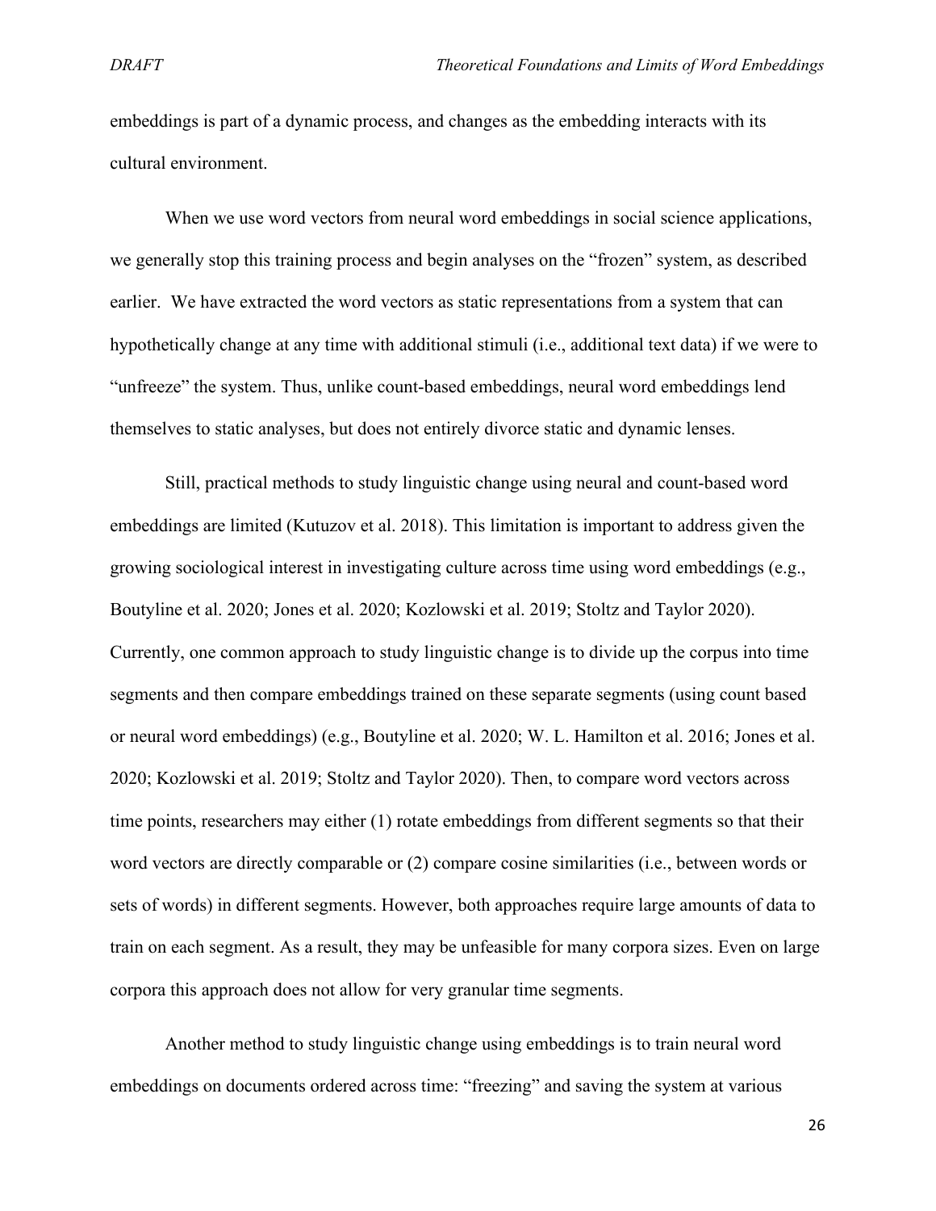embeddings is part of a dynamic process, and changes as the embedding interacts with its cultural environment.

When we use word vectors from neural word embeddings in social science applications, we generally stop this training process and begin analyses on the "frozen" system, as described earlier. We have extracted the word vectors as static representations from a system that can hypothetically change at any time with additional stimuli (i.e., additional text data) if we were to "unfreeze" the system. Thus, unlike count-based embeddings, neural word embeddings lend themselves to static analyses, but does not entirely divorce static and dynamic lenses.

Still, practical methods to study linguistic change using neural and count-based word embeddings are limited (Kutuzov et al. 2018). This limitation is important to address given the growing sociological interest in investigating culture across time using word embeddings (e.g., Boutyline et al. 2020; Jones et al. 2020; Kozlowski et al. 2019; Stoltz and Taylor 2020). Currently, one common approach to study linguistic change is to divide up the corpus into time segments and then compare embeddings trained on these separate segments (using count based or neural word embeddings) (e.g., Boutyline et al. 2020; W. L. Hamilton et al. 2016; Jones et al. 2020; Kozlowski et al. 2019; Stoltz and Taylor 2020). Then, to compare word vectors across time points, researchers may either (1) rotate embeddings from different segments so that their word vectors are directly comparable or (2) compare cosine similarities (i.e., between words or sets of words) in different segments. However, both approaches require large amounts of data to train on each segment. As a result, they may be unfeasible for many corpora sizes. Even on large corpora this approach does not allow for very granular time segments.

Another method to study linguistic change using embeddings is to train neural word embeddings on documents ordered across time: "freezing" and saving the system at various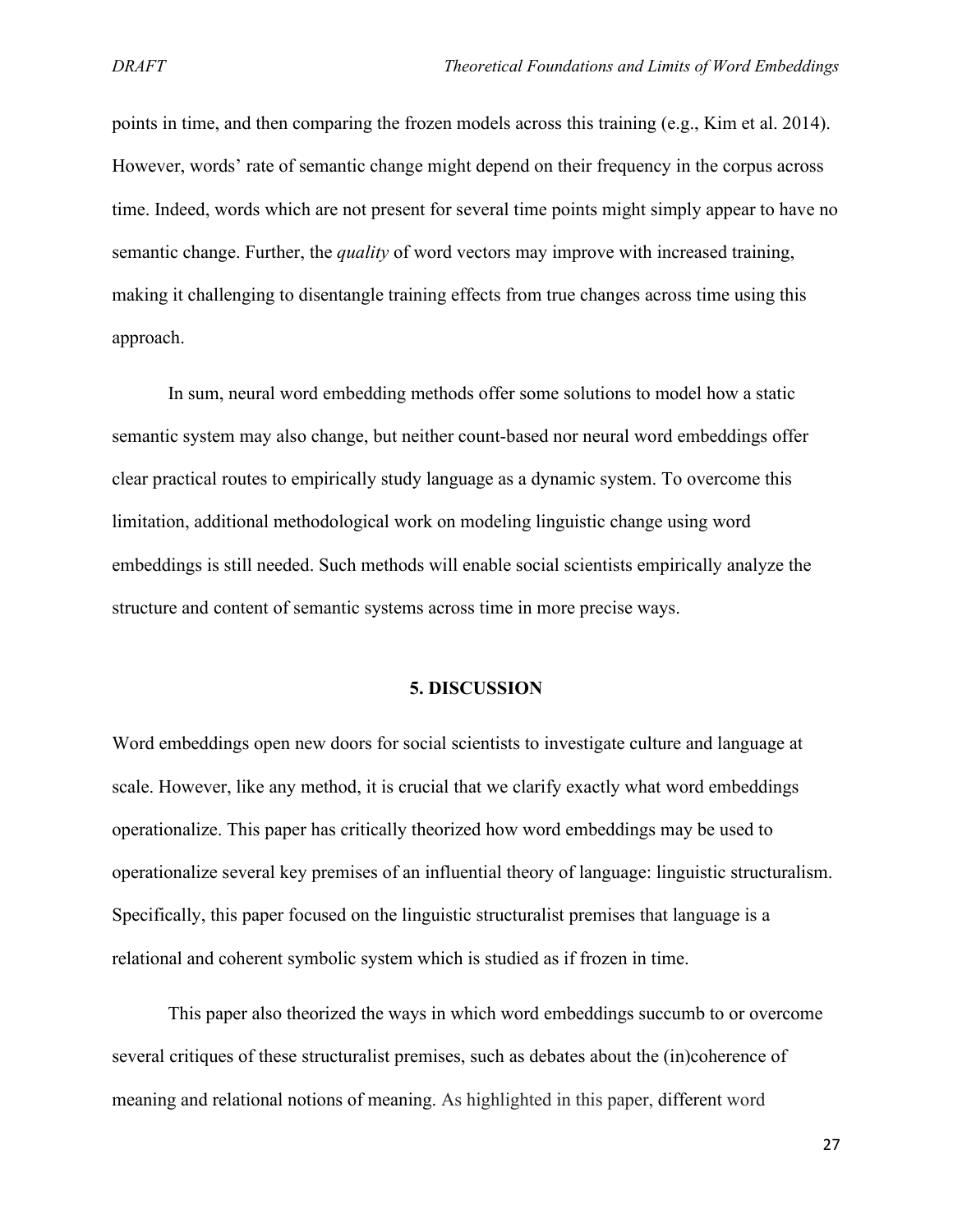points in time, and then comparing the frozen models across this training (e.g., Kim et al. 2014). However, words' rate of semantic change might depend on their frequency in the corpus across time. Indeed, words which are not present for several time points might simply appear to have no semantic change. Further, the *quality* of word vectors may improve with increased training, making it challenging to disentangle training effects from true changes across time using this approach.

In sum, neural word embedding methods offer some solutions to model how a static semantic system may also change, but neither count-based nor neural word embeddings offer clear practical routes to empirically study language as a dynamic system. To overcome this limitation, additional methodological work on modeling linguistic change using word embeddings is still needed. Such methods will enable social scientists empirically analyze the structure and content of semantic systems across time in more precise ways.

## 5. DISCUSSION

Word embeddings open new doors for social scientists to investigate culture and language at scale. However, like any method, it is crucial that we clarify exactly what word embeddings operationalize. This paper has critically theorized how word embeddings may be used to operationalize several key premises of an influential theory of language: linguistic structuralism. Specifically, this paper focused on the linguistic structuralist premises that language is a relational and coherent symbolic system which is studied as if frozen in time.

This paper also theorized the ways in which word embeddings succumb to or overcome several critiques of these structuralist premises, such as debates about the (in)coherence of meaning and relational notions of meaning. As highlighted in this paper, different word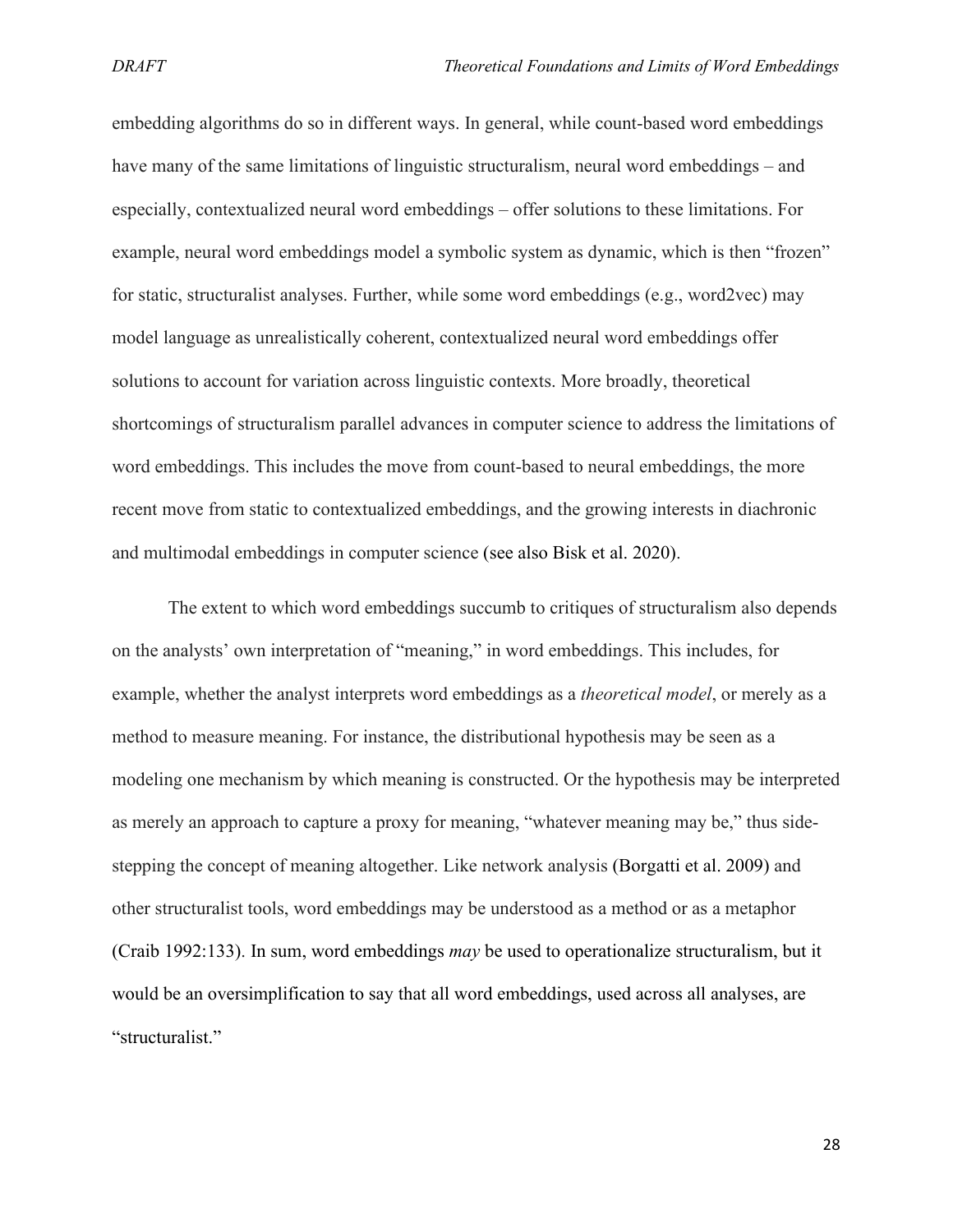embedding algorithms do so in different ways. In general, while count-based word embeddings have many of the same limitations of linguistic structuralism, neural word embeddings – and especially, contextualized neural word embeddings – offer solutions to these limitations. For example, neural word embeddings model a symbolic system as dynamic, which is then "frozen" for static, structuralist analyses. Further, while some word embeddings (e.g., word2vec) may model language as unrealistically coherent, contextualized neural word embeddings offer solutions to account for variation across linguistic contexts. More broadly, theoretical shortcomings of structuralism parallel advances in computer science to address the limitations of word embeddings. This includes the move from count-based to neural embeddings, the more recent move from static to contextualized embeddings, and the growing interests in diachronic and multimodal embeddings in computer science (see also Bisk et al. 2020).

The extent to which word embeddings succumb to critiques of structuralism also depends on the analysts' own interpretation of "meaning," in word embeddings. This includes, for example, whether the analyst interprets word embeddings as a *theoretical model*, or merely as a method to measure meaning. For instance, the distributional hypothesis may be seen as a modeling one mechanism by which meaning is constructed. Or the hypothesis may be interpreted as merely an approach to capture a proxy for meaning, "whatever meaning may be," thus side-stepping the concept of meaning altogether. Like network analysis (Borgatti et al. 2009) and other structuralist tools, word embeddings may be understood as a method or as a metaphor (Craib 1992:133). In sum, word embeddings *may* be used to operationalize structuralism, but it would be an oversimplification to say that all word embeddings, used across all analyses, are "structuralist."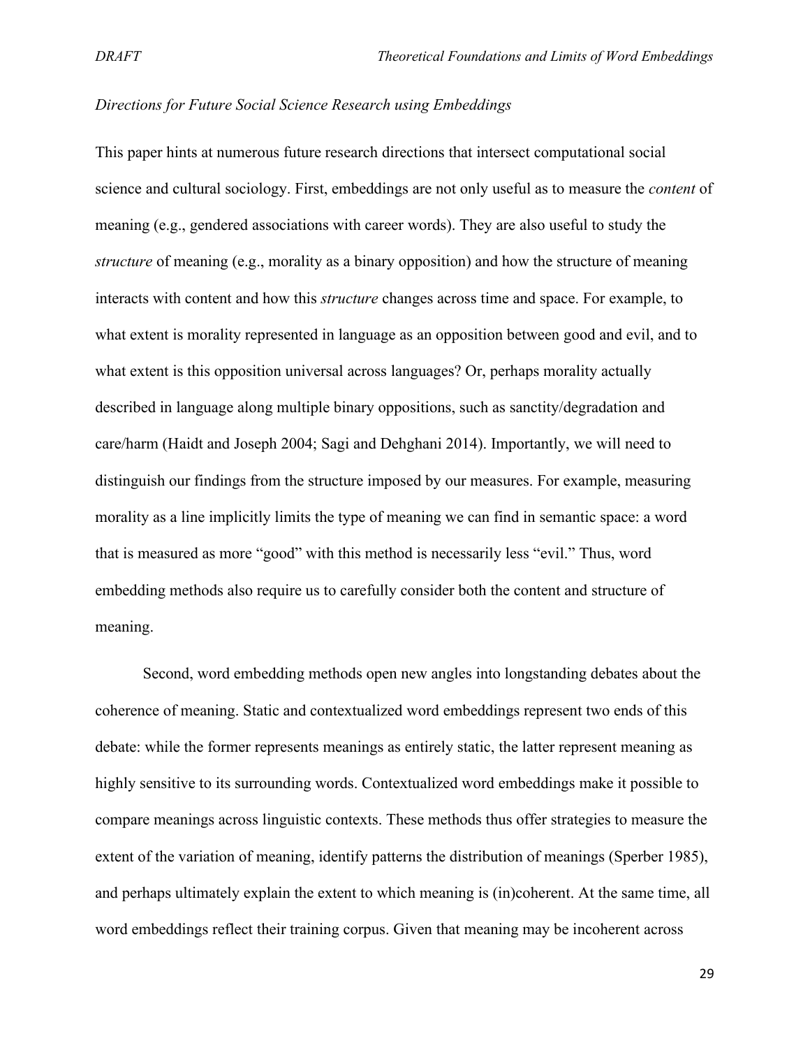*Directions for Future Social Science Research using Embeddings*

This paper hints at numerous future research directions that intersect computational social science and cultural sociology. First, embeddings are not only useful as to measure the *content* of meaning (e.g., gendered associations with career words). They are also useful to study the *structure* of meaning (e.g., morality as a binary opposition) and how the structure of meaning interacts with content and how this *structure* changes across time and space. For example, to what extent is morality represented in language as an opposition between good and evil, and to what extent is this opposition universal across languages? Or, perhaps morality actually described in language along multiple binary oppositions, such as sanctity/degradation and care/harm (Haidt and Joseph 2004; Sagi and Dehghani 2014). Importantly, we will need to distinguish our findings from the structure imposed by our measures. For example, measuring morality as a line implicitly limits the type of meaning we can find in semantic space: a word that is measured as more "good" with this method is necessarily less "evil." Thus, word embedding methods also require us to carefully consider both the content and structure of meaning.

Second, word embedding methods open new angles into longstanding debates about the coherence of meaning. Static and contextualized word embeddings represent two ends of this debate: while the former represents meanings as entirely static, the latter represent meaning as highly sensitive to its surrounding words. Contextualized word embeddings make it possible to compare meanings across linguistic contexts. These methods thus offer strategies to measure the extent of the variation of meaning, identify patterns the distribution of meanings (Sperber 1985), and perhaps ultimately explain the extent to which meaning is (in)coherent. At the same time, all word embeddings reflect their training corpus. Given that meaning may be incoherent across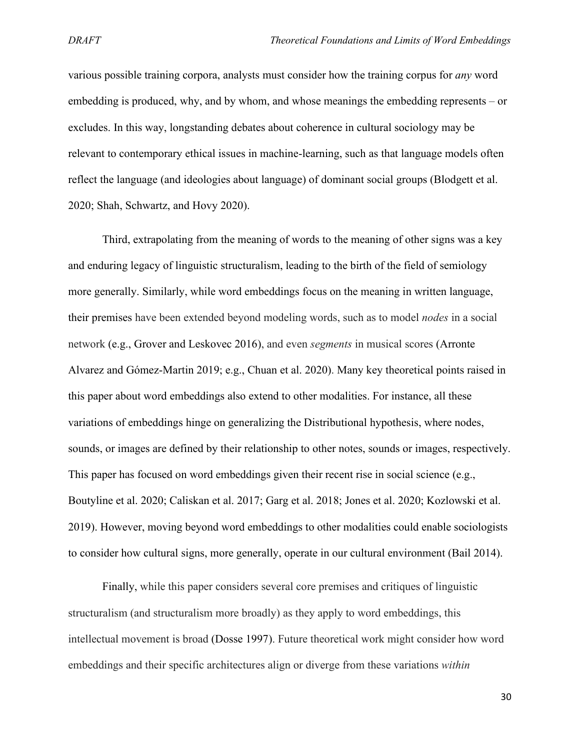various possible training corpora, analysts must consider how the training corpus for *any* word embedding is produced, why, and by whom, and whose meanings the embedding represents – or excludes. In this way, longstanding debates about coherence in cultural sociology may be relevant to contemporary ethical issues in machine-learning, such as that language models often reflect the language (and ideologies about language) of dominant social groups (Blodgett et al. 2020; Shah, Schwartz, and Hovy 2020).

Third, extrapolating from the meaning of words to the meaning of other signs was a key and enduring legacy of linguistic structuralism, leading to the birth of the field of semiology more generally. Similarly, while word embeddings focus on the meaning in written language, their premises have been extended beyond modeling words, such as to model *nodes* in a social network (e.g., Grover and Leskovec 2016), and even *segments* in musical scores (Arronte Alvarez and Gómez-Martin 2019; e.g., Chuan et al. 2020). Many key theoretical points raised in this paper about word embeddings also extend to other modalities. For instance, all these variations of embeddings hinge on generalizing the Distributional hypothesis, where nodes, sounds, or images are defined by their relationship to other notes, sounds or images, respectively. This paper has focused on word embeddings given their recent rise in social science (e.g., Boutyline et al. 2020; Caliskan et al. 2017; Garg et al. 2018; Jones et al. 2020; Kozlowski et al. 2019). However, moving beyond word embeddings to other modalities could enable sociologists to consider how cultural signs, more generally, operate in our cultural environment (Bail 2014).

Finally, while this paper considers several core premises and critiques of linguistic structuralism (and structuralism more broadly) as they apply to word embeddings, this intellectual movement is broad (Dosse 1997). Future theoretical work might consider how word embeddings and their specific architectures align or diverge from these variations *within*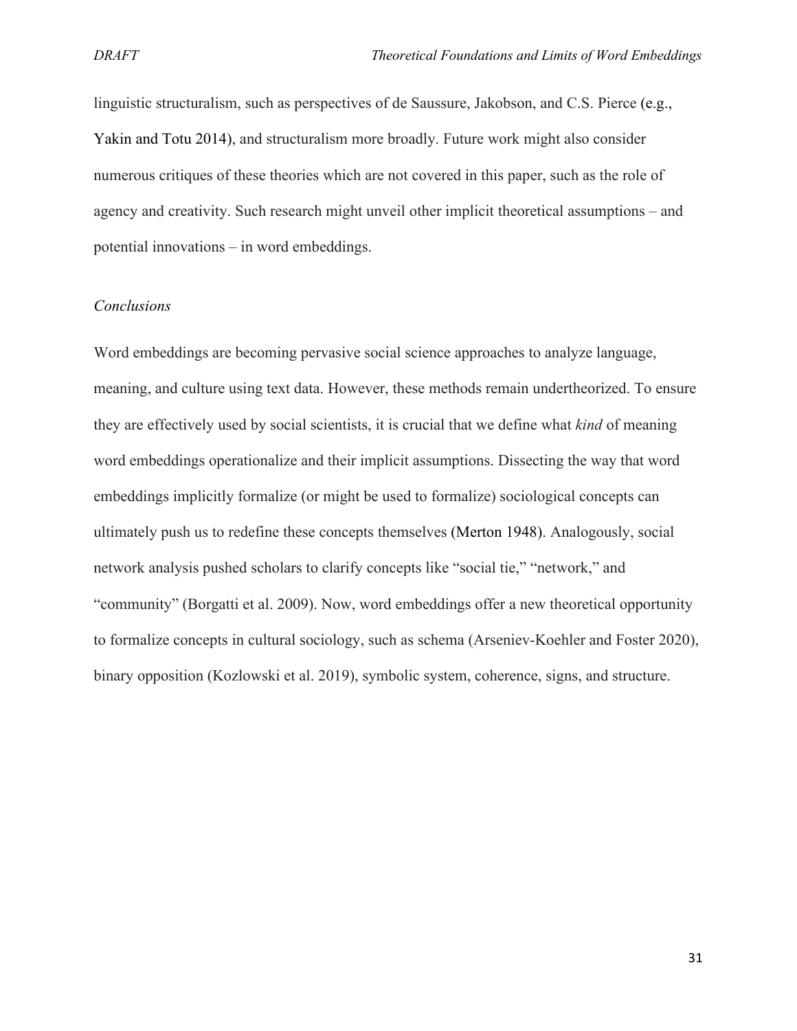linguistic structuralism, such as perspectives of de Saussure, Jakobson, and C.S. Pierce (e.g., Yakin and Totu 2014), and structuralism more broadly. Future work might also consider numerous critiques of these theories which are not covered in this paper, such as the role of agency and creativity. Such research might unveil other implicit theoretical assumptions – and potential innovations – in word embeddings.

### *Conclusions*

Word embeddings are becoming pervasive social science approaches to analyze language, meaning, and culture using text data. However, these methods remain undertheorized. To ensure they are effectively used by social scientists, it is crucial that we define what *kind* of meaning word embeddings operationalize and their implicit assumptions. Dissecting the way that word embeddings implicitly formalize (or might be used to formalize) sociological concepts can ultimately push us to redefine these concepts themselves (Merton 1948). Analogously, social network analysis pushed scholars to clarify concepts like "social tie," "network," and "community" (Borgatti et al. 2009). Now, word embeddings offer a new theoretical opportunity to formalize concepts in cultural sociology, such as schema (Arseniev-Koehler and Foster 2020), binary opposition (Kozlowski et al. 2019), symbolic system, coherence, signs, and structure.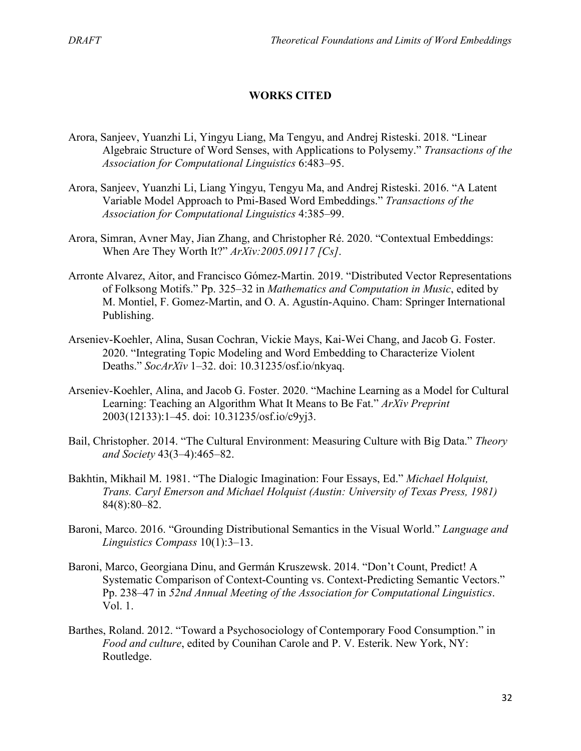## WORKS CITED

Arora, Sanjeev, Yuanzhi Li, Yingyu Liang, Ma Tengyu, and Andrej Risteski. 2018. "Linear Algebraic Structure of Word Senses, with Applications to Polysemy." *Transactions of the Association for Computational Linguistics* 6:483–95.

Arora, Sanjeev, Yuanzhi Li, Liang Yingyu, Tengyu Ma, and Andrej Risteski. 2016. "A Latent Variable Model Approach to Pmi-Based Word Embeddings." *Transactions of the Association for Computational Linguistics* 4:385–99.

Arora, Simran, Avner May, Jian Zhang, and Christopher Ré. 2020. "Contextual Embeddings: When Are They Worth It?" *ArXiv:2005.09117 [Cs]*.

Arronte Alvarez, Aitor, and Francisco Gómez-Martin. 2019. "Distributed Vector Representations of Folksong Motifs." Pp. 325–32 in *Mathematics and Computation in Music*, edited by M. Montiel, F. Gomez-Martin, and O. A. Agustín-Aquino. Cham: Springer International Publishing.

Arseniev-Koehler, Alina, Susan Cochran, Vickie Mays, Kai-Wei Chang, and Jacob G. Foster. 2020. "Integrating Topic Modeling and Word Embedding to Characterize Violent Deaths." *SocArXiv* 1–32. doi: 10.31235/osf.io/nkyaq.

Arseniev-Koehler, Alina, and Jacob G. Foster. 2020. "Machine Learning as a Model for Cultural Learning: Teaching an Algorithm What It Means to Be Fat." *ArXiv Preprint* 2003(12133):1–45. doi: 10.31235/osf.io/c9yj3.

Bail, Christopher. 2014. "The Cultural Environment: Measuring Culture with Big Data." *Theory and Society* 43(3–4):465–82.

Bakhtin, Mikhail M. 1981. "The Dialogic Imagination: Four Essays, Ed." *Michael Holquist, Trans. Caryl Emerson and Michael Holquist (Austin: University of Texas Press, 1981)* 84(8):80–82.

Baroni, Marco. 2016. "Grounding Distributional Semantics in the Visual World." *Language and Linguistics Compass* 10(1):3–13.

Baroni, Marco, Georgiana Dinu, and Germán Kruszewsk. 2014. "Don't Count, Predict! A Systematic Comparison of Context-Counting vs. Context-Predicting Semantic Vectors." Pp. 238–47 in *52nd Annual Meeting of the Association for Computational Linguistics*. Vol. 1.

Barthes, Roland. 2012. "Toward a Psychosociology of Contemporary Food Consumption." in *Food and culture*, edited by Counihan Carole and P. V. Esterik. New York, NY: Routledge.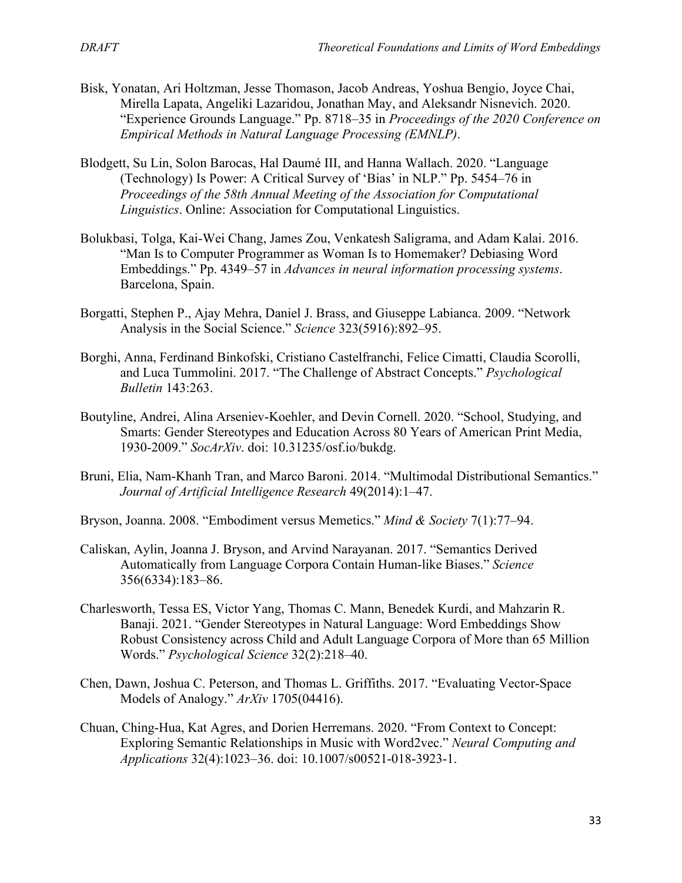Bisk, Yonatan, Ari Holtzman, Jesse Thomason, Jacob Andreas, Yoshua Bengio, Joyce Chai, Mirella Lapata, Angeliki Lazaridou, Jonathan May, and Aleksandr Nisnevich. 2020. "Experience Grounds Language." Pp. 8718–35 in *Proceedings of the 2020 Conference on Empirical Methods in Natural Language Processing (EMNLP)*.

Blodgett, Su Lin, Solon Barocas, Hal Daumé III, and Hanna Wallach. 2020. "Language (Technology) Is Power: A Critical Survey of 'Bias' in NLP." Pp. 5454–76 in *Proceedings of the 58th Annual Meeting of the Association for Computational Linguistics*. Online: Association for Computational Linguistics.

Bolukbasi, Tolga, Kai-Wei Chang, James Zou, Venkatesh Saligrama, and Adam Kalai. 2016. "Man Is to Computer Programmer as Woman Is to Homemaker? Debiasing Word Embeddings." Pp. 4349–57 in *Advances in neural information processing systems*. Barcelona, Spain.

Borgatti, Stephen P., Ajay Mehra, Daniel J. Brass, and Giuseppe Labianca. 2009. "Network Analysis in the Social Science." *Science* 323(5916):892–95.

Borghi, Anna, Ferdinand Binkofski, Cristiano Castelfranchi, Felice Cimatti, Claudia Scorolli, and Luca Tummolini. 2017. "The Challenge of Abstract Concepts." *Psychological Bulletin* 143:263.

Boutyline, Andrei, Alina Arseniev-Koehler, and Devin Cornell. 2020. "School, Studying, and Smarts: Gender Stereotypes and Education Across 80 Years of American Print Media, 1930-2009." *SocArXiv*. doi: 10.31235/osf.io/bukdg.

Bruni, Elia, Nam-Khanh Tran, and Marco Baroni. 2014. "Multimodal Distributional Semantics." *Journal of Artificial Intelligence Research* 49(2014):1–47.

Bryson, Joanna. 2008. "Embodiment versus Memetics." *Mind & Society* 7(1):77–94.

Caliskan, Aylin, Joanna J. Bryson, and Arvind Narayanan. 2017. "Semantics Derived Automatically from Language Corpora Contain Human-like Biases." *Science* 356(6334):183–86.

Charlesworth, Tessa ES, Victor Yang, Thomas C. Mann, Benedek Kurdi, and Mahzarin R. Banaji. 2021. "Gender Stereotypes in Natural Language: Word Embeddings Show Robust Consistency across Child and Adult Language Corpora of More than 65 Million Words." *Psychological Science* 32(2):218–40.

Chen, Dawn, Joshua C. Peterson, and Thomas L. Griffiths. 2017. "Evaluating Vector-Space Models of Analogy." *ArXiv* 1705(04416).

Chuan, Ching-Hua, Kat Agres, and Dorien Herremans. 2020. "From Context to Concept: Exploring Semantic Relationships in Music with Word2vec." *Neural Computing and Applications* 32(4):1023–36. doi: 10.1007/s00521-018-3923-1.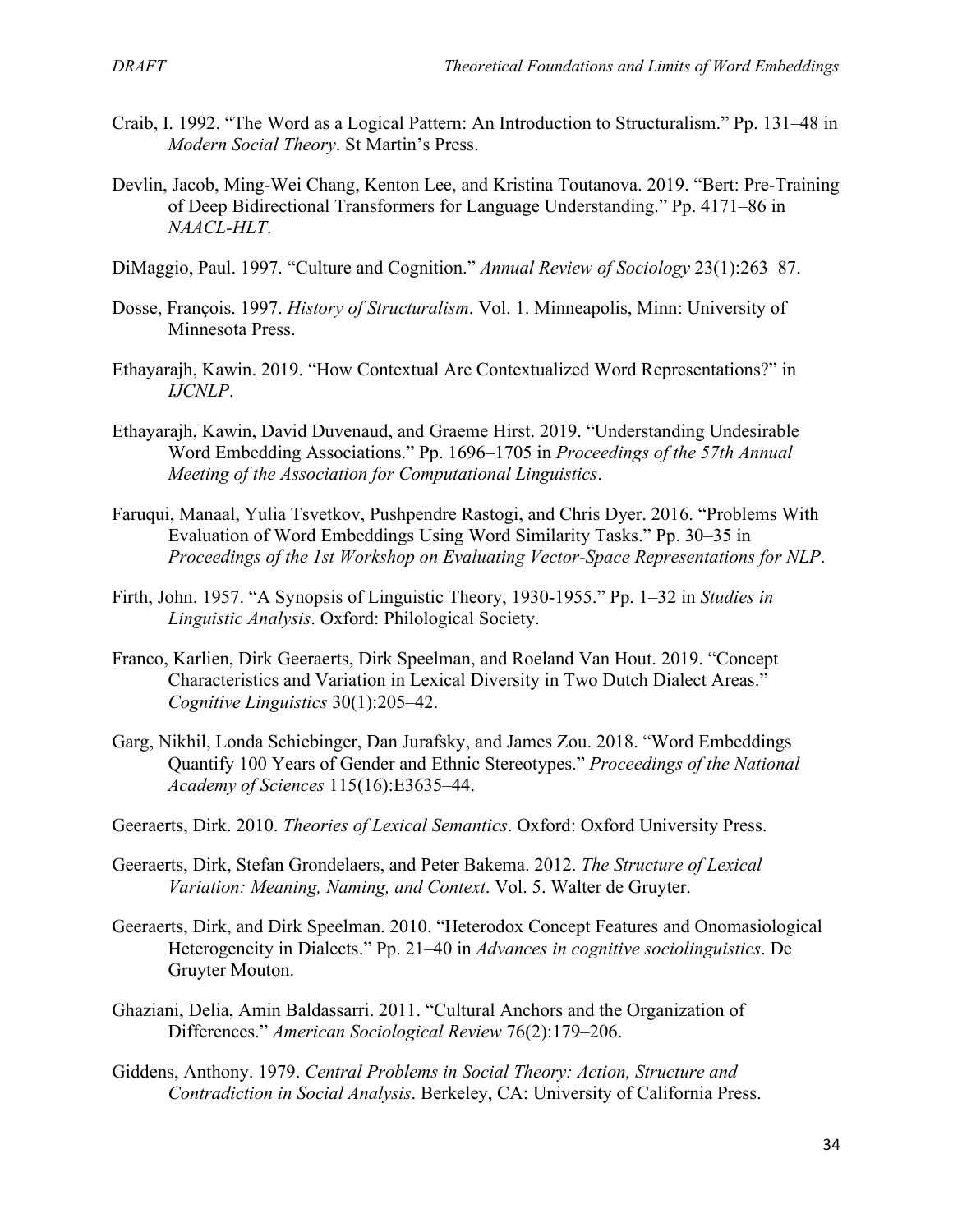Craib, I. 1992. "The Word as a Logical Pattern: An Introduction to Structuralism." Pp. 131–48 in *Modern Social Theory*. St Martin's Press.

Devlin, Jacob, Ming-Wei Chang, Kenton Lee, and Kristina Toutanova. 2019. "Bert: Pre-Training of Deep Bidirectional Transformers for Language Understanding." Pp. 4171–86 in *NAACL-HLT*.

DiMaggio, Paul. 1997. "Culture and Cognition." *Annual Review of Sociology* 23(1):263–87.

Dosse, François. 1997. *History of Structuralism*. Vol. 1. Minneapolis, Minn: University of Minnesota Press.

Ethayarajh, Kawin. 2019. "How Contextual Are Contextualized Word Representations?" in *IJCNLP*.

Ethayarajh, Kawin, David Duvenaud, and Graeme Hirst. 2019. "Understanding Undesirable Word Embedding Associations." Pp. 1696–1705 in *Proceedings of the 57th Annual Meeting of the Association for Computational Linguistics*.

Faruqui, Manaal, Yulia Tsvetkov, Pushpendre Rastogi, and Chris Dyer. 2016. "Problems With Evaluation of Word Embeddings Using Word Similarity Tasks." Pp. 30–35 in *Proceedings of the 1st Workshop on Evaluating Vector-Space Representations for NLP*.

Firth, John. 1957. "A Synopsis of Linguistic Theory, 1930-1955." Pp. 1–32 in *Studies in Linguistic Analysis*. Oxford: Philological Society.

Franco, Karlien, Dirk Geeraerts, Dirk Speelman, and Roeland Van Hout. 2019. "Concept Characteristics and Variation in Lexical Diversity in Two Dutch Dialect Areas." *Cognitive Linguistics* 30(1):205–42.

Garg, Nikhil, Londa Schiebinger, Dan Jurafsky, and James Zou. 2018. "Word Embeddings Quantify 100 Years of Gender and Ethnic Stereotypes." *Proceedings of the National Academy of Sciences* 115(16):E3635–44.

Geeraerts, Dirk. 2010. *Theories of Lexical Semantics*. Oxford: Oxford University Press.

Geeraerts, Dirk, Stefan Grondelaers, and Peter Bakema. 2012. *The Structure of Lexical Variation: Meaning, Naming, and Context*. Vol. 5. Walter de Gruyter.

Geeraerts, Dirk, and Dirk Speelman. 2010. "Heterodox Concept Features and Onomasiological Heterogeneity in Dialects." Pp. 21–40 in *Advances in cognitive sociolinguistics*. De Gruyter Mouton.

Ghaziani, Delia, Amin Baldassarri. 2011. "Cultural Anchors and the Organization of Differences." *American Sociological Review* 76(2):179–206.

Giddens, Anthony. 1979. *Central Problems in Social Theory: Action, Structure and Contradiction in Social Analysis*. Berkeley, CA: University of California Press.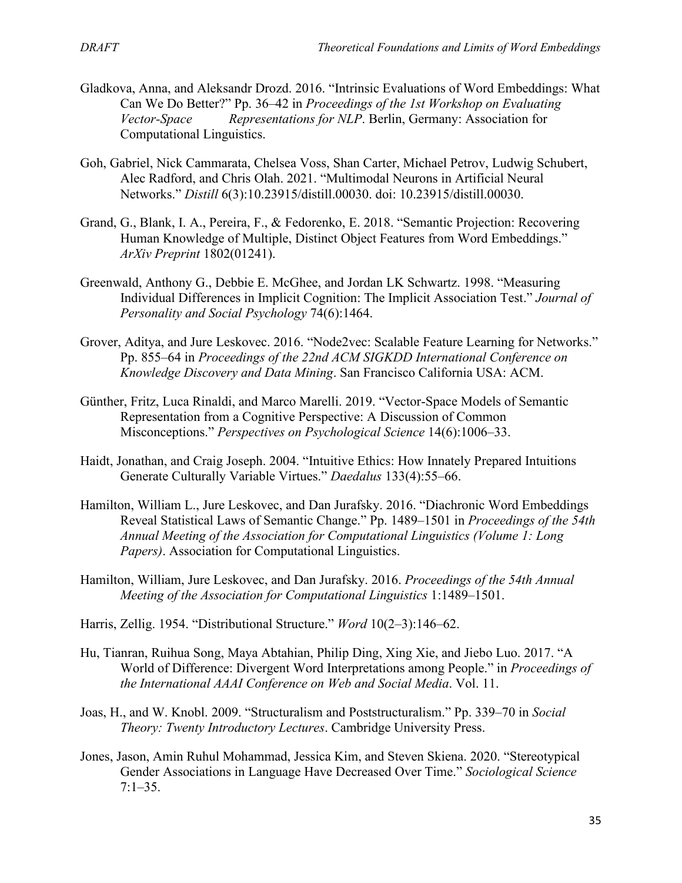Gladkova, Anna, and Aleksandr Drozd. 2016. "Intrinsic Evaluations of Word Embeddings: What Can We Do Better?" Pp. 36–42 in *Proceedings of the 1st Workshop on Evaluating Vector-Space Representations for NLP*. Berlin, Germany: Association for Computational Linguistics.

Goh, Gabriel, Nick Cammarata, Chelsea Voss, Shan Carter, Michael Petrov, Ludwig Schubert, Alec Radford, and Chris Olah. 2021. "Multimodal Neurons in Artificial Neural Networks." *Distill* 6(3):10.23915/distill.00030. doi: 10.23915/distill.00030.

Grand, G., Blank, I. A., Pereira, F., & Fedorenko, E. 2018. "Semantic Projection: Recovering Human Knowledge of Multiple, Distinct Object Features from Word Embeddings." *ArXiv Preprint* 1802(01241).

Greenwald, Anthony G., Debbie E. McGhee, and Jordan LK Schwartz. 1998. "Measuring Individual Differences in Implicit Cognition: The Implicit Association Test." *Journal of Personality and Social Psychology* 74(6):1464.

Grover, Aditya, and Jure Leskovec. 2016. "Node2vec: Scalable Feature Learning for Networks." Pp. 855–64 in *Proceedings of the 22nd ACM SIGKDD International Conference on Knowledge Discovery and Data Mining*. San Francisco California USA: ACM.

Günther, Fritz, Luca Rinaldi, and Marco Marelli. 2019. "Vector-Space Models of Semantic Representation from a Cognitive Perspective: A Discussion of Common Misconceptions." *Perspectives on Psychological Science* 14(6):1006–33.

Haidt, Jonathan, and Craig Joseph. 2004. "Intuitive Ethics: How Innately Prepared Intuitions Generate Culturally Variable Virtues." *Daedalus* 133(4):55–66.

Hamilton, William L., Jure Leskovec, and Dan Jurafsky. 2016. "Diachronic Word Embeddings Reveal Statistical Laws of Semantic Change." Pp. 1489–1501 in *Proceedings of the 54th Annual Meeting of the Association for Computational Linguistics (Volume 1: Long Papers)*. Association for Computational Linguistics.

Hamilton, William, Jure Leskovec, and Dan Jurafsky. 2016. *Proceedings of the 54th Annual Meeting of the Association for Computational Linguistics* 1:1489–1501.

Harris, Zellig. 1954. "Distributional Structure." *Word* 10(2–3):146–62.

Hu, Tianran, Ruihua Song, Maya Abtahian, Philip Ding, Xing Xie, and Jiebo Luo. 2017. "A World of Difference: Divergent Word Interpretations among People." in *Proceedings of the International AAAI Conference on Web and Social Media*. Vol. 11.

Joas, H., and W. Knobl. 2009. "Structuralism and Poststructuralism." Pp. 339–70 in *Social Theory: Twenty Introductory Lectures*. Cambridge University Press.

Jones, Jason, Amin Ruhul Mohammad, Jessica Kim, and Steven Skiena. 2020. "Stereotypical Gender Associations in Language Have Decreased Over Time." *Sociological Science* 7:1–35.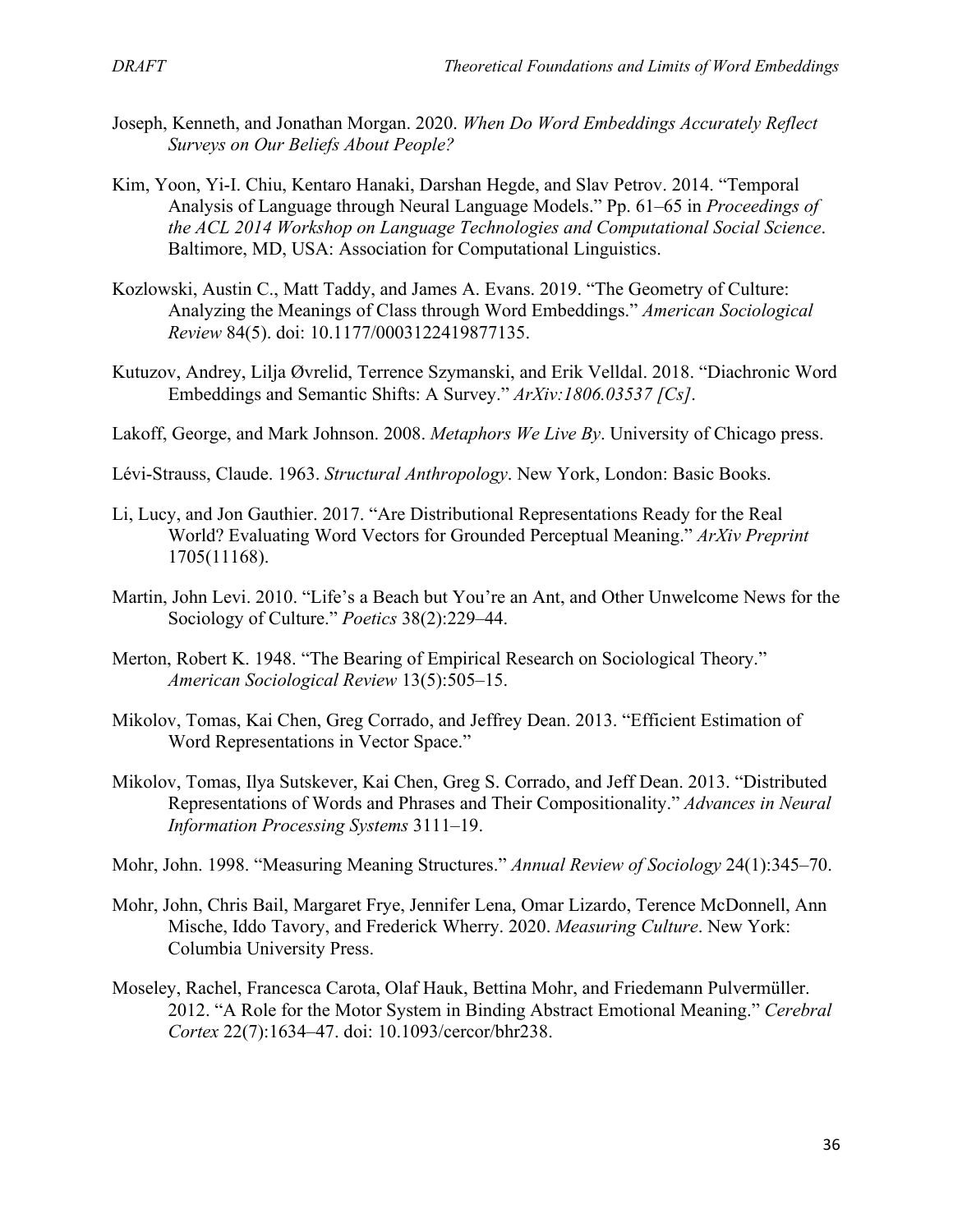Joseph, Kenneth, and Jonathan Morgan. 2020. *When Do Word Embeddings Accurately Reflect Surveys on Our Beliefs About People?*

Kim, Yoon, Yi-I. Chiu, Kentaro Hanaki, Darshan Hegde, and Slav Petrov. 2014. "Temporal Analysis of Language through Neural Language Models." Pp. 61–65 in *Proceedings of the ACL 2014 Workshop on Language Technologies and Computational Social Science*. Baltimore, MD, USA: Association for Computational Linguistics.

Kozlowski, Austin C., Matt Taddy, and James A. Evans. 2019. "The Geometry of Culture: Analyzing the Meanings of Class through Word Embeddings." *American Sociological Review* 84(5). doi: 10.1177/0003122419877135.

Kutuzov, Andrey, Lilja Øvrelid, Terrence Szymanski, and Erik Velldal. 2018. "Diachronic Word Embeddings and Semantic Shifts: A Survey." *ArXiv:1806.03537 [Cs]*.

Lakoff, George, and Mark Johnson. 2008. *Metaphors We Live By*. University of Chicago press.

Lévi-Strauss, Claude. 1963. *Structural Anthropology*. New York, London: Basic Books.

Li, Lucy, and Jon Gauthier. 2017. "Are Distributional Representations Ready for the Real World? Evaluating Word Vectors for Grounded Perceptual Meaning." *ArXiv Preprint* 1705(11168).

Martin, John Levi. 2010. "Life's a Beach but You're an Ant, and Other Unwelcome News for the Sociology of Culture." *Poetics* 38(2):229–44.

Merton, Robert K. 1948. "The Bearing of Empirical Research on Sociological Theory." *American Sociological Review* 13(5):505–15.

Mikolov, Tomas, Kai Chen, Greg Corrado, and Jeffrey Dean. 2013. "Efficient Estimation of Word Representations in Vector Space."

Mikolov, Tomas, Ilya Sutskever, Kai Chen, Greg S. Corrado, and Jeff Dean. 2013. "Distributed Representations of Words and Phrases and Their Compositionality." *Advances in Neural Information Processing Systems* 3111–19.

Mohr, John. 1998. "Measuring Meaning Structures." *Annual Review of Sociology* 24(1):345–70.

Mohr, John, Chris Bail, Margaret Frye, Jennifer Lena, Omar Lizardo, Terence McDonnell, Ann Mische, Iddo Tavory, and Frederick Wherry. 2020. *Measuring Culture*. New York: Columbia University Press.

Moseley, Rachel, Francesca Carota, Olaf Hauk, Bettina Mohr, and Friedemann Pulvermüller. 2012. "A Role for the Motor System in Binding Abstract Emotional Meaning." *Cerebral Cortex* 22(7):1634–47. doi: 10.1093/cercor/bhr238.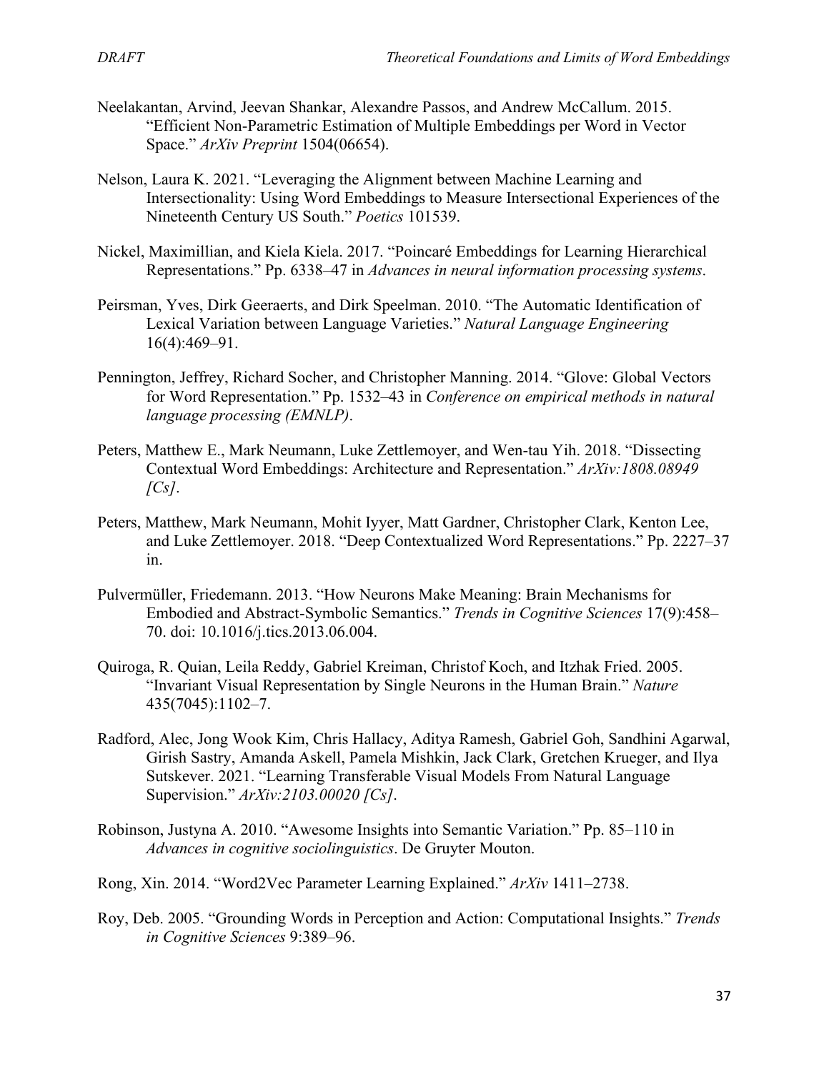Neelakantan, Arvind, Jeevan Shankar, Alexandre Passos, and Andrew McCallum. 2015. "Efficient Non-Parametric Estimation of Multiple Embeddings per Word in Vector Space." *ArXiv Preprint* 1504(06654).

Nelson, Laura K. 2021. "Leveraging the Alignment between Machine Learning and Intersectionality: Using Word Embeddings to Measure Intersectional Experiences of the Nineteenth Century US South." *Poetics* 101539.

Nickel, Maximillian, and Kiela Kiela. 2017. "Poincaré Embeddings for Learning Hierarchical Representations." Pp. 6338–47 in *Advances in neural information processing systems*.

Peirsman, Yves, Dirk Geeraerts, and Dirk Speelman. 2010. "The Automatic Identification of Lexical Variation between Language Varieties." *Natural Language Engineering* 16(4):469–91.

Pennington, Jeffrey, Richard Socher, and Christopher Manning. 2014. "Glove: Global Vectors for Word Representation." Pp. 1532–43 in *Conference on empirical methods in natural language processing (EMNLP)*.

Peters, Matthew E., Mark Neumann, Luke Zettlemoyer, and Wen-tau Yih. 2018. "Dissecting Contextual Word Embeddings: Architecture and Representation." *ArXiv:1808.08949 [Cs]*.

Peters, Matthew, Mark Neumann, Mohit Iyyer, Matt Gardner, Christopher Clark, Kenton Lee, and Luke Zettlemoyer. 2018. "Deep Contextualized Word Representations." Pp. 2227–37 in.

Pulvermüller, Friedemann. 2013. "How Neurons Make Meaning: Brain Mechanisms for Embodied and Abstract-Symbolic Semantics." *Trends in Cognitive Sciences* 17(9):458–70. doi: 10.1016/j.tics.2013.06.004.

Quiroga, R. Quian, Leila Reddy, Gabriel Kreiman, Christof Koch, and Itzhak Fried. 2005. "Invariant Visual Representation by Single Neurons in the Human Brain." *Nature* 435(7045):1102–7.

Radford, Alec, Jong Wook Kim, Chris Hallacy, Aditya Ramesh, Gabriel Goh, Sandhini Agarwal, Girish Sastry, Amanda Askell, Pamela Mishkin, Jack Clark, Gretchen Krueger, and Ilya Sutskever. 2021. "Learning Transferable Visual Models From Natural Language Supervision." *ArXiv:2103.00020 [Cs]*.

Robinson, Justyna A. 2010. "Awesome Insights into Semantic Variation." Pp. 85–110 in *Advances in cognitive sociolinguistics*. De Gruyter Mouton.

Rong, Xin. 2014. "Word2Vec Parameter Learning Explained." *ArXiv* 1411–2738.

Roy, Deb. 2005. "Grounding Words in Perception and Action: Computational Insights." *Trends in Cognitive Sciences* 9:389–96.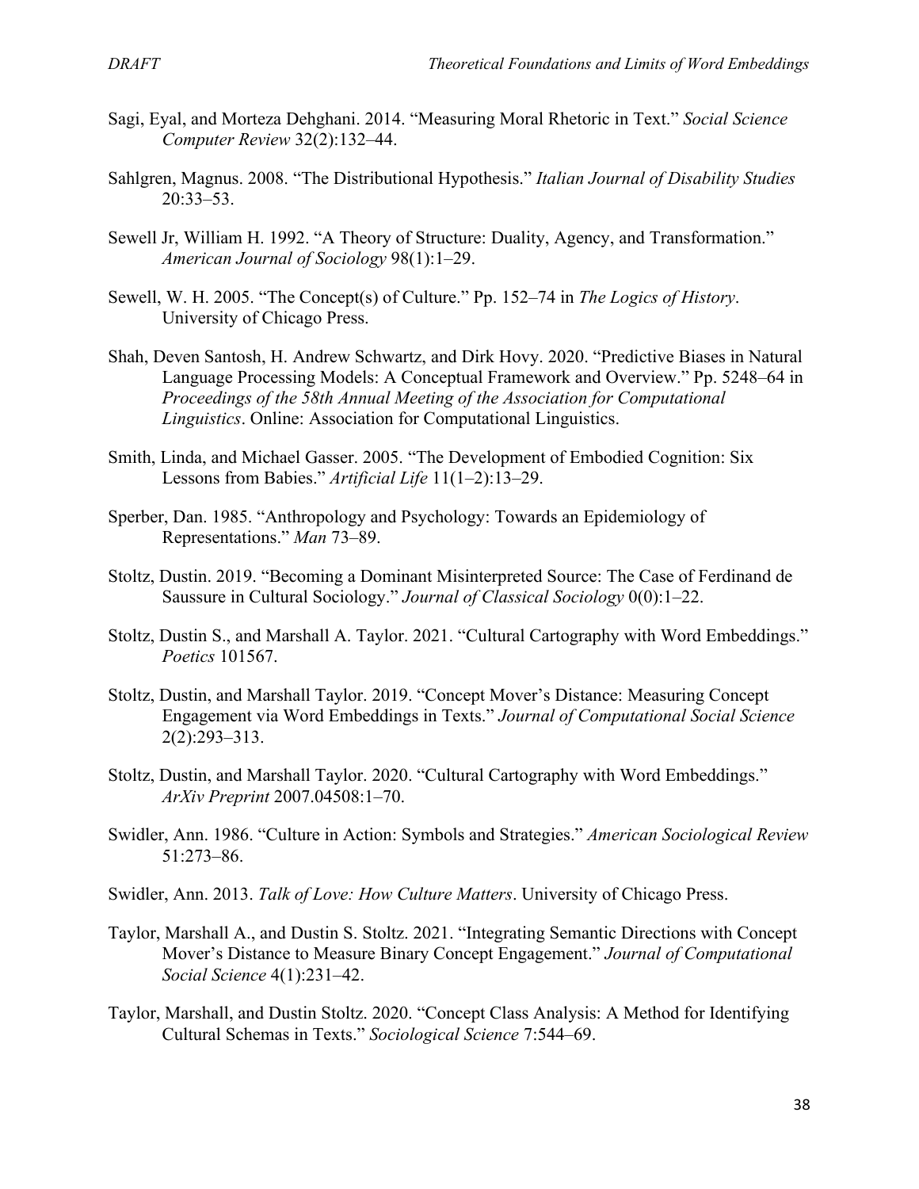Sagi, Eyal, and Morteza Dehghani. 2014. "Measuring Moral Rhetoric in Text." *Social Science Computer Review* 32(2):132–44.

Sahlgren, Magnus. 2008. "The Distributional Hypothesis." *Italian Journal of Disability Studies* 20:33–53.

Sewell Jr, William H. 1992. "A Theory of Structure: Duality, Agency, and Transformation." *American Journal of Sociology* 98(1):1–29.

Sewell, W. H. 2005. "The Concept(s) of Culture." Pp. 152–74 in *The Logics of History*. University of Chicago Press.

Shah, Deven Santosh, H. Andrew Schwartz, and Dirk Hovy. 2020. "Predictive Biases in Natural Language Processing Models: A Conceptual Framework and Overview." Pp. 5248–64 in *Proceedings of the 58th Annual Meeting of the Association for Computational Linguistics*. Online: Association for Computational Linguistics.

Smith, Linda, and Michael Gasser. 2005. "The Development of Embodied Cognition: Six Lessons from Babies." *Artificial Life* 11(1–2):13–29.

Sperber, Dan. 1985. "Anthropology and Psychology: Towards an Epidemiology of Representations." *Man* 73–89.

Stoltz, Dustin. 2019. "Becoming a Dominant Misinterpreted Source: The Case of Ferdinand de Saussure in Cultural Sociology." *Journal of Classical Sociology* 0(0):1–22.

Stoltz, Dustin S., and Marshall A. Taylor. 2021. "Cultural Cartography with Word Embeddings." *Poetics* 101567.

Stoltz, Dustin, and Marshall Taylor. 2019. "Concept Mover's Distance: Measuring Concept Engagement via Word Embeddings in Texts." *Journal of Computational Social Science* 2(2):293–313.

Stoltz, Dustin, and Marshall Taylor. 2020. "Cultural Cartography with Word Embeddings." *ArXiv Preprint* 2007.04508:1–70.

Swidler, Ann. 1986. "Culture in Action: Symbols and Strategies." *American Sociological Review* 51:273–86.

Swidler, Ann. 2013. *Talk of Love: How Culture Matters*. University of Chicago Press.

Taylor, Marshall A., and Dustin S. Stoltz. 2021. "Integrating Semantic Directions with Concept Mover's Distance to Measure Binary Concept Engagement." *Journal of Computational Social Science* 4(1):231–42.

Taylor, Marshall, and Dustin Stoltz. 2020. "Concept Class Analysis: A Method for Identifying Cultural Schemas in Texts." *Sociological Science* 7:544–69.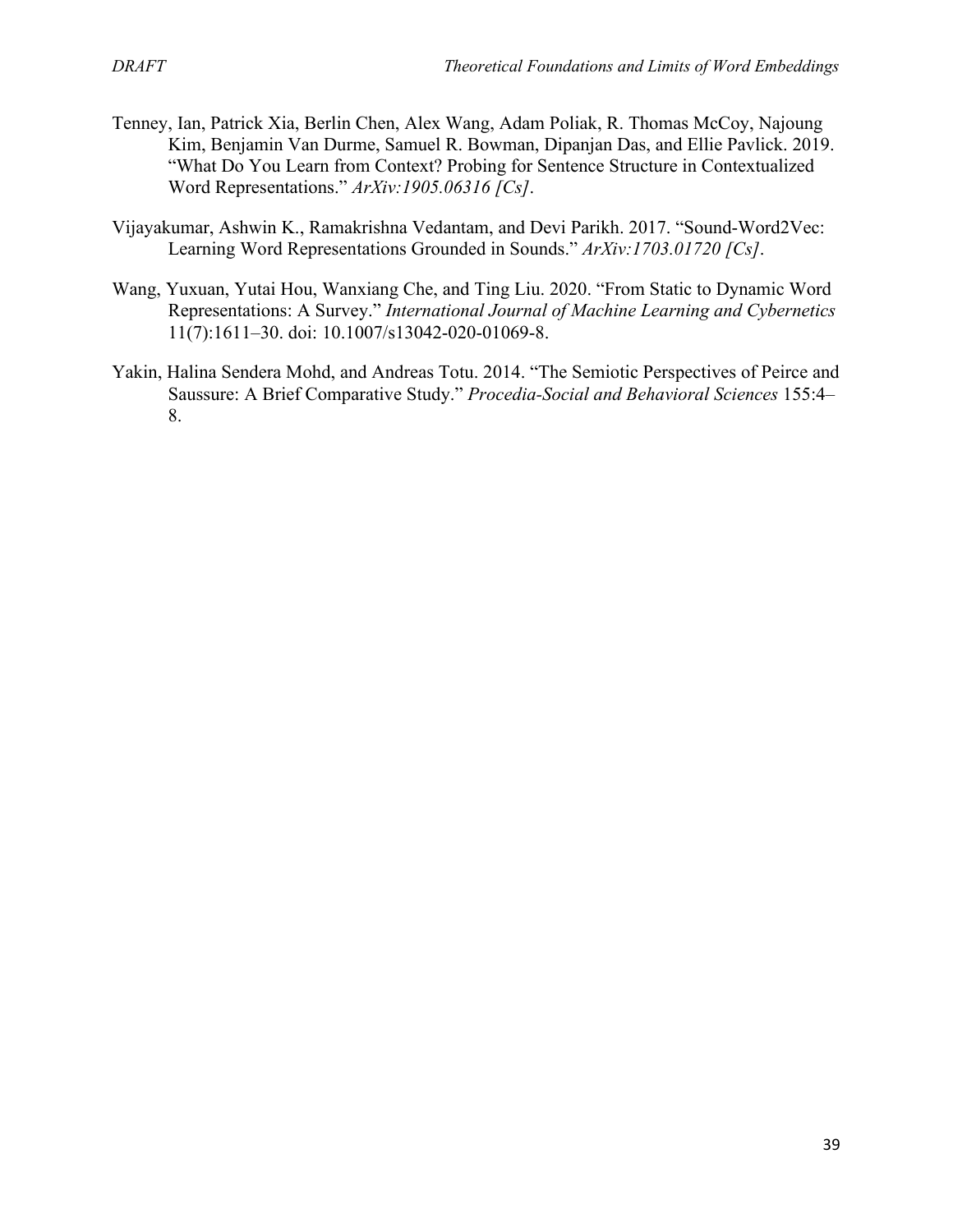Tenney, Ian, Patrick Xia, Berlin Chen, Alex Wang, Adam Poliak, R. Thomas McCoy, Najoung Kim, Benjamin Van Durme, Samuel R. Bowman, Dipanjan Das, and Ellie Pavlick. 2019. "What Do You Learn from Context? Probing for Sentence Structure in Contextualized Word Representations." *ArXiv:1905.06316 [Cs]*.

Vijayakumar, Ashwin K., Ramakrishna Vedantam, and Devi Parikh. 2017. "Sound-Word2Vec: Learning Word Representations Grounded in Sounds." *ArXiv:1703.01720 [Cs]*.

Wang, Yuxuan, Yutai Hou, Wanxiang Che, and Ting Liu. 2020. "From Static to Dynamic Word Representations: A Survey." *International Journal of Machine Learning and Cybernetics* 11(7):1611–30. doi: 10.1007/s13042-020-01069-8.

Yakin, Halina Sendera Mohd, and Andreas Totu. 2014. "The Semiotic Perspectives of Peirce and Saussure: A Brief Comparative Study." *Procedia-Social and Behavioral Sciences* 155:4–8.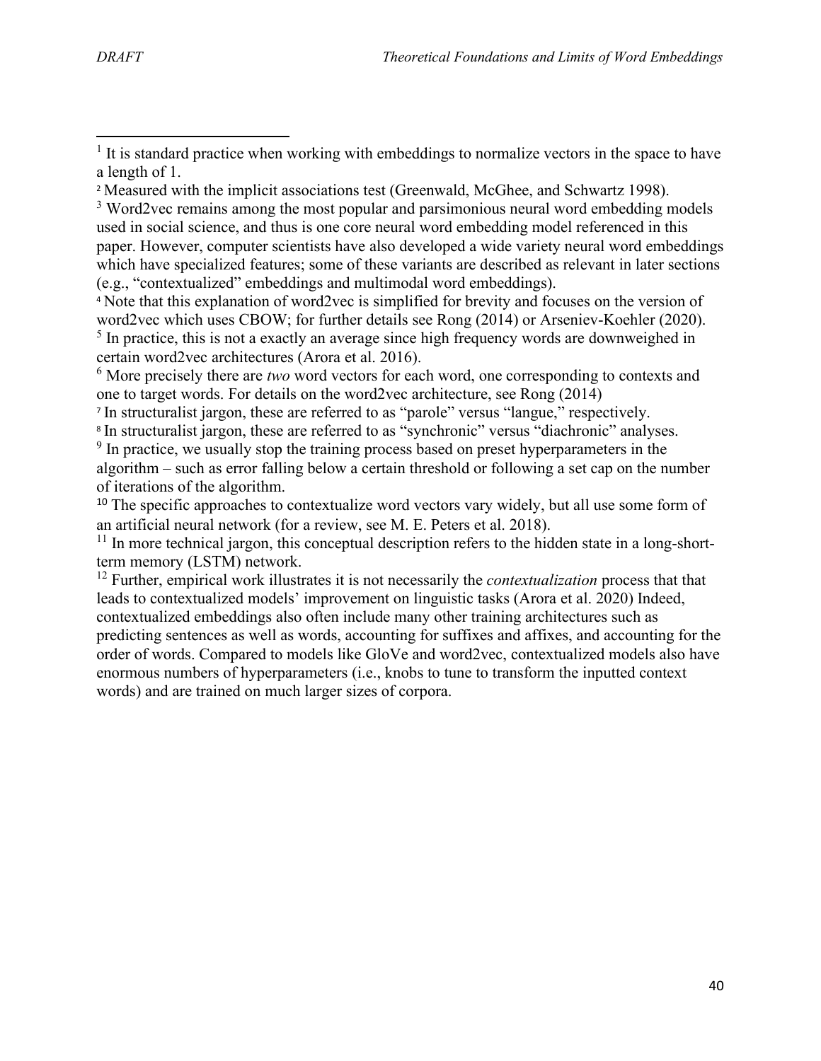[1] It is standard practice when working with embeddings to normalize vectors in the space to have a length of 1.

[2] Measured with the implicit associations test (Greenwald, McGhee, and Schwartz 1998).

[3] Word2vec remains among the most popular and parsimonious neural word embedding models used in social science, and thus is one core neural word embedding model referenced in this paper. However, computer scientists have also developed a wide variety neural word embeddings which have specialized features; some of these variants are described as relevant in later sections (e.g., "contextualized" embeddings and multimodal word embeddings).

[4] Note that this explanation of word2vec is simplified for brevity and focuses on the version of word2vec which uses CBOW; for further details see Rong (2014) or Arseniev-Koehler (2020).

[5] In practice, this is not a exactly an average since high frequency words are downweighed in certain word2vec architectures (Arora et al. 2016).

[6] More precisely there are *two* word vectors for each word, one corresponding to contexts and one to target words. For details on the word2vec architecture, see Rong (2014)

[7] In structuralist jargon, these are referred to as "parole" versus "langue," respectively.

[8] In structuralist jargon, these are referred to as "synchronic" versus "diachronic" analyses.

[9] In practice, we usually stop the training process based on preset hyperparameters in the algorithm – such as error falling below a certain threshold or following a set cap on the number of iterations of the algorithm.

[10] The specific approaches to contextualize word vectors vary widely, but all use some form of an artificial neural network (for a review, see M. E. Peters et al. 2018).

[11] In more technical jargon, this conceptual description refers to the hidden state in a long-short-term memory (LSTM) network.

[12] Further, empirical work illustrates it is not necessarily the *contextualization* process that that leads to contextualized models' improvement on linguistic tasks (Arora et al. 2020) Indeed, contextualized embeddings also often include many other training architectures such as predicting sentences as well as words, accounting for suffixes and affixes, and accounting for the order of words. Compared to models like GloVe and word2vec, contextualized models also have enormous numbers of hyperparameters (i.e., knobs to tune to transform the inputted context words) and are trained on much larger sizes of corpora.